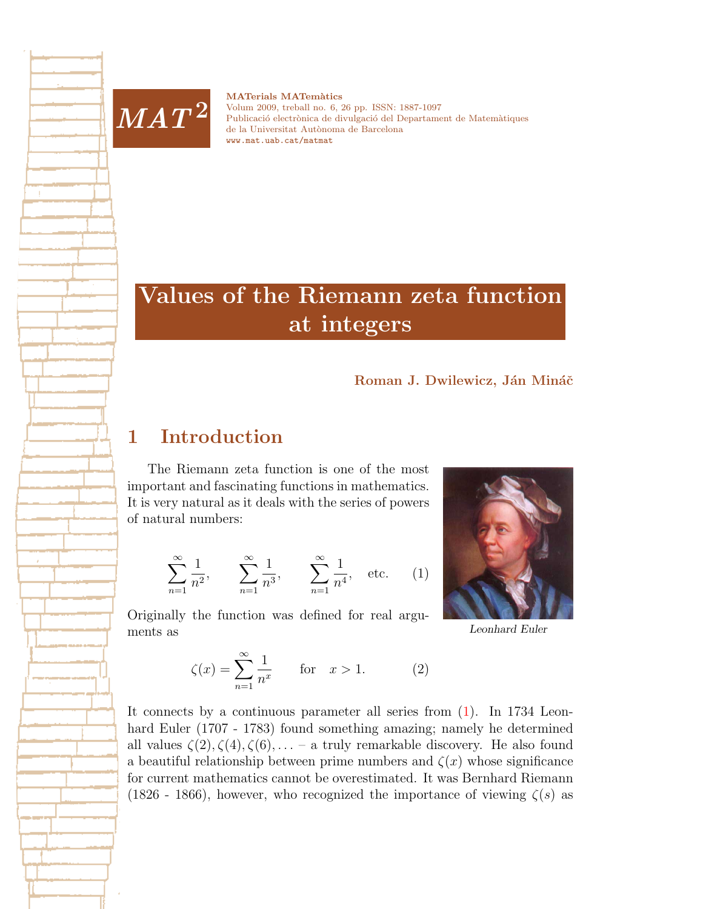MATerials MATemàtics
Volum 2009, treball no. 6, 26 pp. ISSN: 1887-1097
Publicació electrònica de divulgació del Departament de Matemàtiques de la Universitat Autònoma de Barcelona
www.mat.uab.cat/matmat

# Values of the Riemann zeta function at integers

**Roman J. Dwilewicz, Ján Mináč**

## 1 Introduction

The Riemann zeta function is one of the most important and fascinating functions in mathematics. It is very natural as it deals with the series of powers of natural numbers:

$$\sum_{n=1}^{\infty} \frac{1}{n^2}, \qquad \sum_{n=1}^{\infty} \frac{1}{n^3}, \qquad \sum_{n=1}^{\infty} \frac{1}{n^4}, \quad \text{etc.} \tag{1}$$

*Leonhard Euler*

Originally the function was defined for real arguments as

$$\zeta(x) = \sum_{n=1}^{\infty} \frac{1}{n^x} \qquad \text{for} \quad x > 1. \tag{2}$$

It connects by a continuous parameter all series from (1). In 1734 Leonhard Euler (1707 - 1783) found something amazing; namely he determined all values $\zeta(2), \zeta(4), \zeta(6), \ldots$ – a truly remarkable discovery. He also found a beautiful relationship between prime numbers and $\zeta(x)$ whose significance for current mathematics cannot be overestimated. It was Bernhard Riemann (1826 - 1866), however, who recognized the importance of viewing $\zeta(s)$ as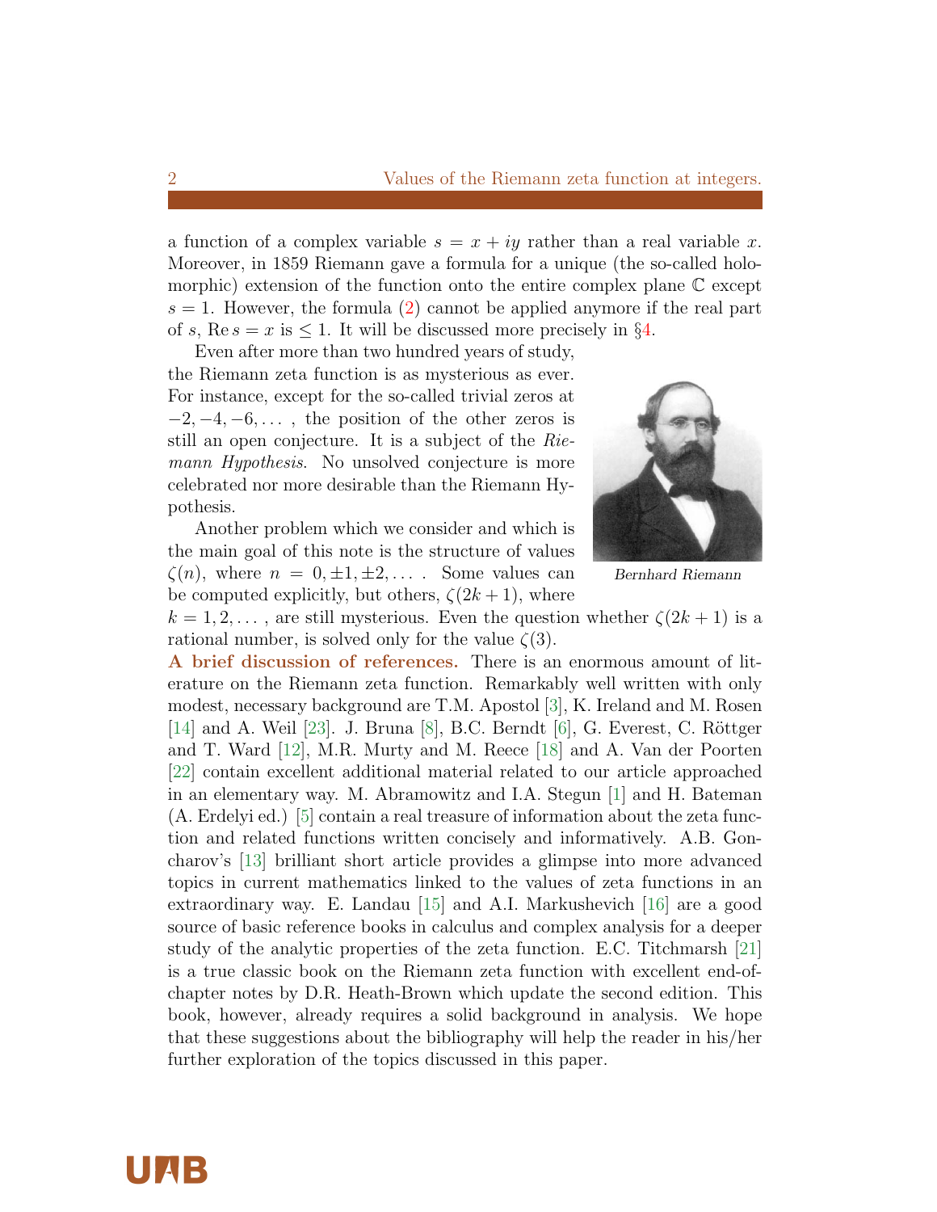a function of a complex variable $s = x + iy$ rather than a real variable $x$. Moreover, in 1859 Riemann gave a formula for a unique (the so-called holomorphic) extension of the function onto the entire complex plane $\mathbb{C}$ except $s = 1$. However, the formula (2) cannot be applied anymore if the real part of $s$, $\operatorname{Re} s = x$ is $\leq 1$. It will be discussed more precisely in §4.

Even after more than two hundred years of study, the Riemann zeta function is as mysterious as ever. For instance, except for the so-called trivial zeros at $-2, -4, -6, \ldots$ , the position of the other zeros is still an open conjecture. It is a subject of the *Riemann Hypothesis*. No unsolved conjecture is more celebrated nor more desirable than the Riemann Hypothesis.

*Bernhard Riemann*

Another problem which we consider and which is the main goal of this note is the structure of values $\zeta(n)$, where $n = 0, \pm 1, \pm 2, \ldots$ . Some values can be computed explicitly, but others, $\zeta(2k+1)$, where $k = 1, 2, \ldots$ , are still mysterious. Even the question whether $\zeta(2k+1)$ is a rational number, is solved only for the value $\zeta(3)$.

**A brief discussion of references.** There is an enormous amount of literature on the Riemann zeta function. Remarkably well written with only modest, necessary background are T.M. Apostol [3], K. Ireland and M. Rosen [14] and A. Weil [23]. J. Bruna [8], B.C. Berndt [6], G. Everest, C. Röttger and T. Ward [12], M.R. Murty and M. Reece [18] and A. Van der Poorten [22] contain excellent additional material related to our article approached in an elementary way. M. Abramowitz and I.A. Stegun [1] and H. Bateman (A. Erdelyi ed.) [5] contain a real treasure of information about the zeta function and related functions written concisely and informatively. A.B. Goncharov's [13] brilliant short article provides a glimpse into more advanced topics in current mathematics linked to the values of zeta functions in an extraordinary way. E. Landau [15] and A.I. Markushevich [16] are a good source of basic reference books in calculus and complex analysis for a deeper study of the analytic properties of the zeta function. E.C. Titchmarsh [21] is a true classic book on the Riemann zeta function with excellent end-of-chapter notes by D.R. Heath-Brown which update the second edition. This book, however, already requires a solid background in analysis. We hope that these suggestions about the bibliography will help the reader in his/her further exploration of the topics discussed in this paper.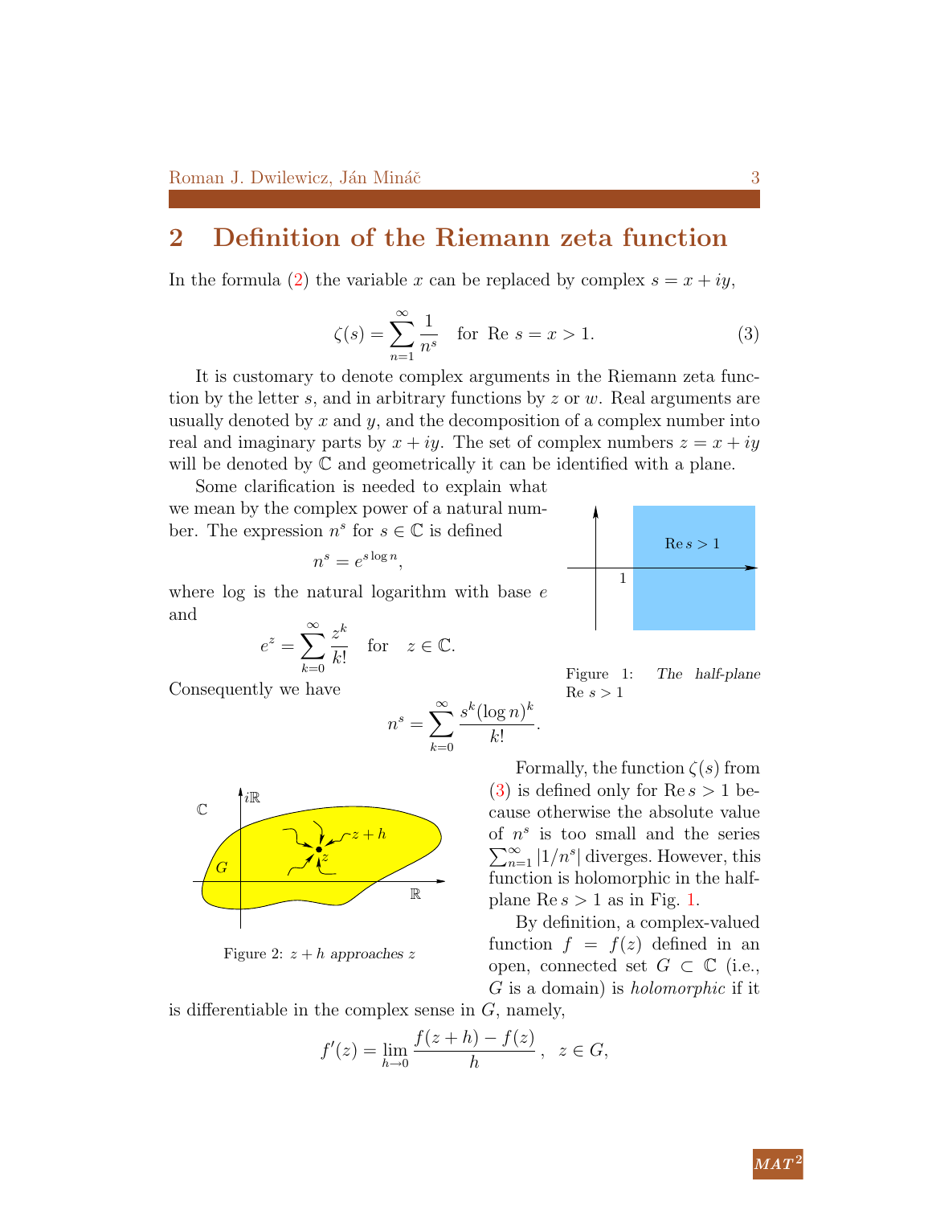## 2 Definition of the Riemann zeta function

In the formula (2) the variable $x$ can be replaced by complex $s = x + iy$,

$$\zeta(s) = \sum_{n=1}^{\infty} \frac{1}{n^s} \quad \text{for } \operatorname{Re} s = x > 1. \tag{3}$$

It is customary to denote complex arguments in the Riemann zeta function by the letter $s$, and in arbitrary functions by $z$ or $w$. Real arguments are usually denoted by $x$ and $y$, and the decomposition of a complex number into real and imaginary parts by $x + iy$. The set of complex numbers $z = x + iy$ will be denoted by $\mathbb{C}$ and geometrically it can be identified with a plane.

Some clarification is needed to explain what we mean by the complex power of a natural number. The expression $n^s$ for $s \in \mathbb{C}$ is defined

$$n^s = e^{s \log n},$$

where log is the natural logarithm with base $e$ and

$$e^z = \sum_{k=0}^{\infty} \frac{z^k}{k!} \quad \text{for} \quad z \in \mathbb{C}.$$

Consequently we have

$$n^s = \sum_{k=0}^{\infty} \frac{s^k (\log n)^k}{k!}.$$

Figure 1: *The half-plane* $\operatorname{Re} s > 1$

Figure 2: $z + h$ *approaches* $z$

Formally, the function $\zeta(s)$ from (3) is defined only for $\operatorname{Re} s > 1$ because otherwise the absolute value of $n^s$ is too small and the series $\sum_{n=1}^{\infty} |1/n^s|$ diverges. However, this function is holomorphic in the half-plane $\operatorname{Re} s > 1$ as in Fig. 1.

By definition, a complex-valued function $f = f(z)$ defined in an open, connected set $G \subset \mathbb{C}$ (i.e., $G$ is a domain) is *holomorphic* if it is differentiable in the complex sense in $G$, namely,

$$f'(z) = \lim_{h \to 0} \frac{f(z+h) - f(z)}{h}, \quad z \in G,$$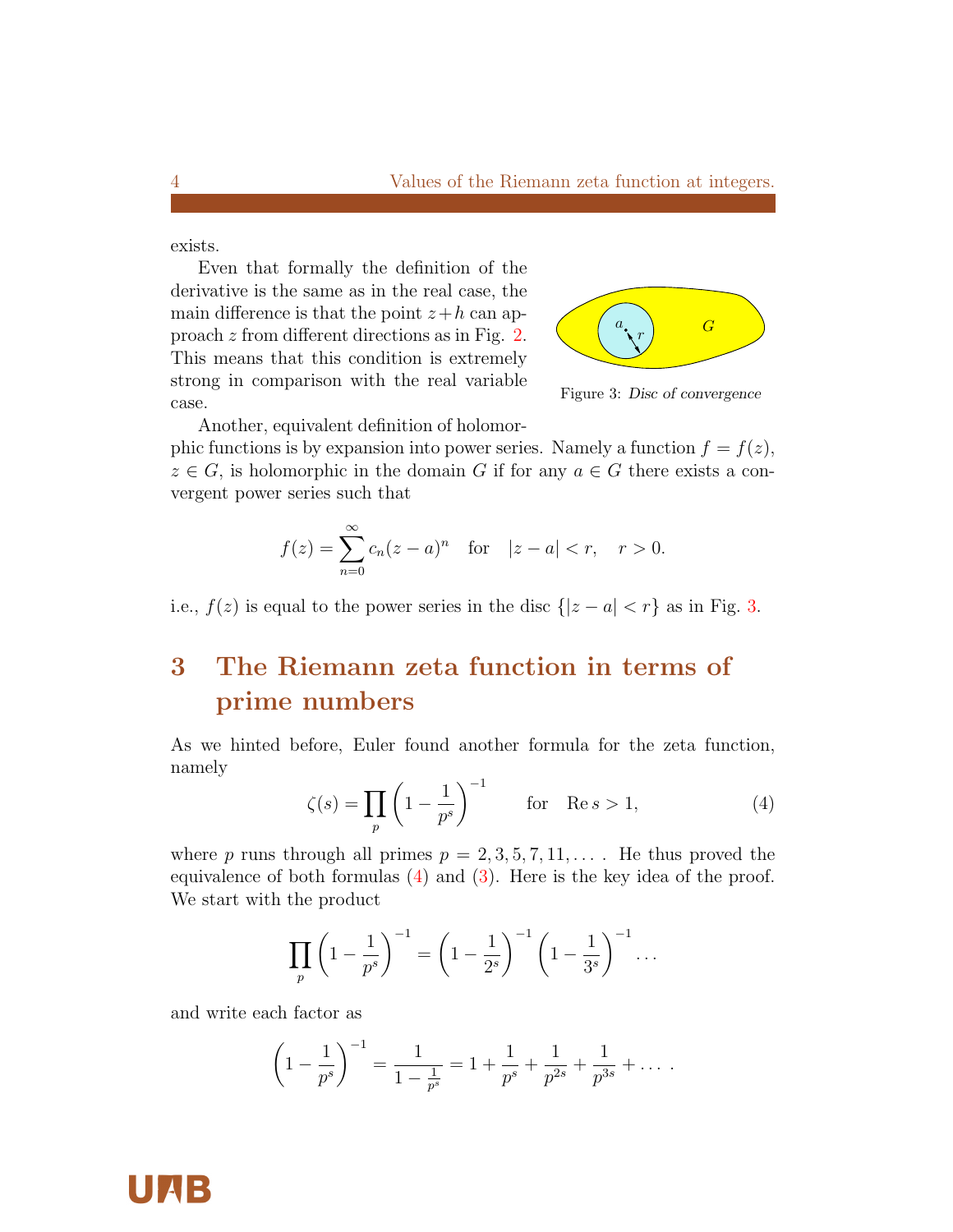exists.

Even that formally the definition of the derivative is the same as in the real case, the main difference is that the point $z+h$ can approach $z$ from different directions as in Fig. 2. This means that this condition is extremely strong in comparison with the real variable case.

Figure 3: *Disc of convergence*

Another, equivalent definition of holomorphic functions is by expansion into power series. Namely a function $f = f(z)$, $z \in G$, is holomorphic in the domain $G$ if for any $a \in G$ there exists a convergent power series such that

$$f(z) = \sum_{n=0}^{\infty} c_n (z-a)^n \quad \text{for} \quad |z-a| < r, \quad r > 0.$$

i.e., $f(z)$ is equal to the power series in the disc $\{|z-a| < r\}$ as in Fig. 3.

## 3 The Riemann zeta function in terms of prime numbers

As we hinted before, Euler found another formula for the zeta function, namely

$$\zeta(s) = \prod_p \left(1 - \frac{1}{p^s}\right)^{-1} \qquad \text{for} \quad \operatorname{Re} s > 1, \tag{4}$$

where $p$ runs through all primes $p = 2, 3, 5, 7, 11, \dots$ . He thus proved the equivalence of both formulas (4) and (3). Here is the key idea of the proof. We start with the product

$$\prod_p \left(1 - \frac{1}{p^s}\right)^{-1} = \left(1 - \frac{1}{2^s}\right)^{-1} \left(1 - \frac{1}{3^s}\right)^{-1} \dots$$

and write each factor as

$$\left(1 - \frac{1}{p^s}\right)^{-1} = \frac{1}{1 - \frac{1}{p^s}} = 1 + \frac{1}{p^s} + \frac{1}{p^{2s}} + \frac{1}{p^{3s}} + \dots .$$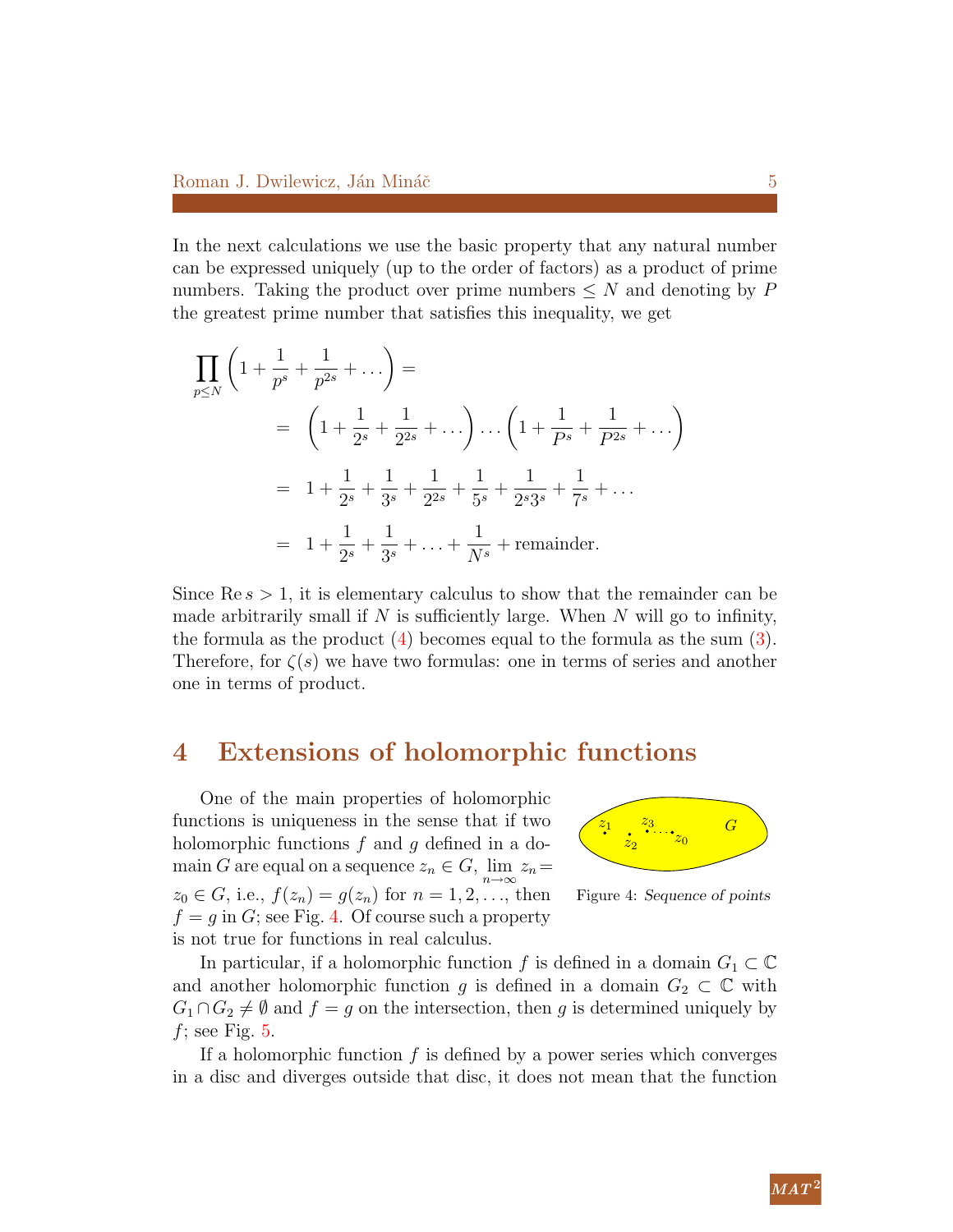In the next calculations we use the basic property that any natural number can be expressed uniquely (up to the order of factors) as a product of prime numbers. Taking the product over prime numbers $\leq N$ and denoting by $P$ the greatest prime number that satisfies this inequality, we get

$$
\begin{aligned}
\prod_{p \leq N} \left(1 + \frac{1}{p^s} + \frac{1}{p^{2s}} + \dots\right) = & \\
&= \left(1 + \frac{1}{2^s} + \frac{1}{2^{2s}} + \dots\right) \dots \left(1 + \frac{1}{P^s} + \frac{1}{P^{2s}} + \dots\right) \\
&= 1 + \frac{1}{2^s} + \frac{1}{3^s} + \frac{1}{2^{2s}} + \frac{1}{5^s} + \frac{1}{2^s 3^s} + \frac{1}{7^s} + \dots \\
&= 1 + \frac{1}{2^s} + \frac{1}{3^s} + \dots + \frac{1}{N^s} + \text{remainder.}
\end{aligned}
$$

Since $\operatorname{Re} s > 1$, it is elementary calculus to show that the remainder can be made arbitrarily small if $N$ is sufficiently large. When $N$ will go to infinity, the formula as the product (4) becomes equal to the formula as the sum (3). Therefore, for $\zeta(s)$ we have two formulas: one in terms of series and another one in terms of product.

# 4 Extensions of holomorphic functions

One of the main properties of holomorphic functions is uniqueness in the sense that if two holomorphic functions $f$ and $g$ defined in a domain $G$ are equal on a sequence $z_n \in G$, $\lim_{n\to\infty} z_n = z_0 \in G$, i.e., $f(z_n) = g(z_n)$ for $n = 1, 2, \dots$, then $f = g$ in $G$; see Fig. 4. Of course such a property is not true for functions in real calculus.

Figure 4: *Sequence of points*

In particular, if a holomorphic function $f$ is defined in a domain $G_1 \subset \mathbb{C}$ and another holomorphic function $g$ is defined in a domain $G_2 \subset \mathbb{C}$ with $G_1 \cap G_2 \neq \emptyset$ and $f = g$ on the intersection, then $g$ is determined uniquely by $f$; see Fig. 5.

If a holomorphic function $f$ is defined by a power series which converges in a disc and diverges outside that disc, it does not mean that the function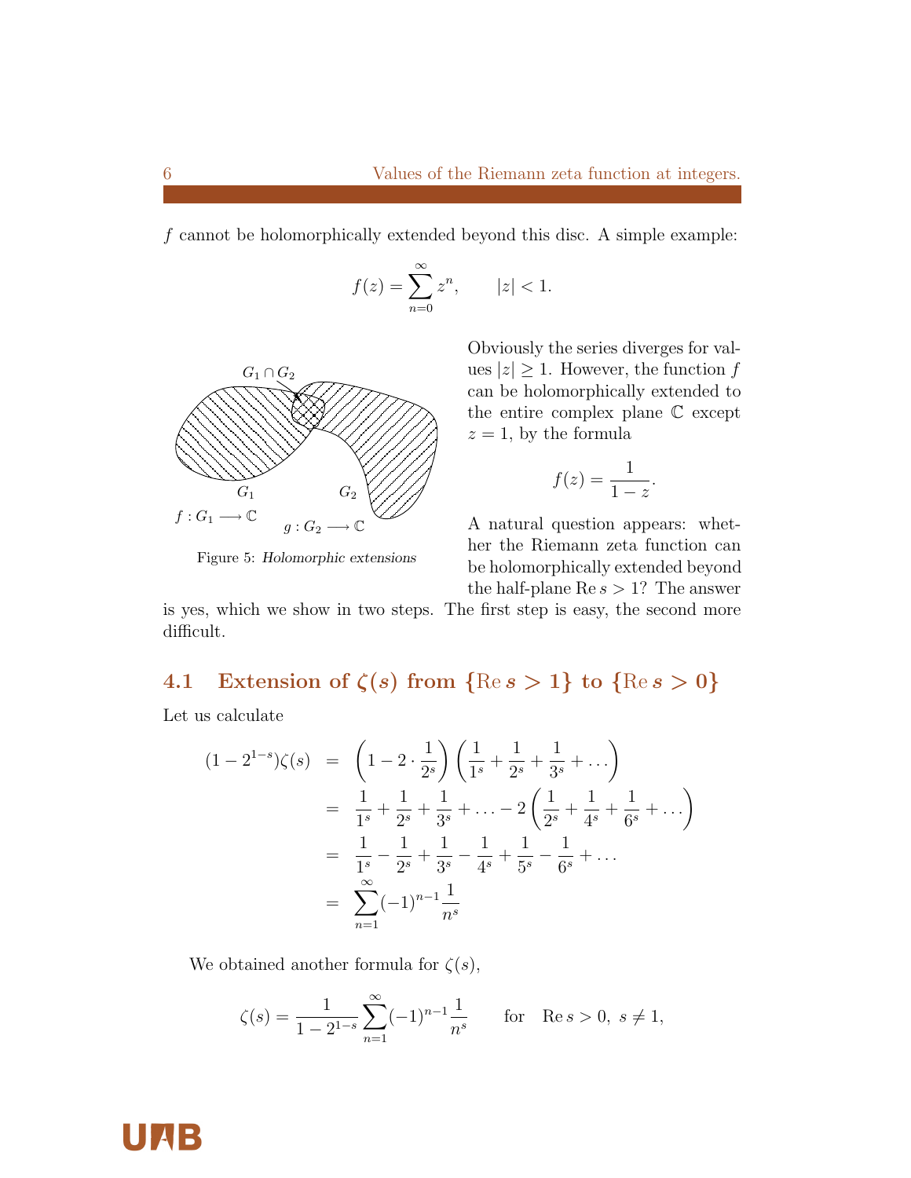$f$ cannot be holomorphically extended beyond this disc. A simple example:

$$f(z) = \sum_{n=0}^{\infty} z^n, \qquad |z| < 1.$$

Figure 5: *Holomorphic extensions*

Obviously the series diverges for values $|z| \geq 1$. However, the function $f$ can be holomorphically extended to the entire complex plane $\mathbb{C}$ except $z = 1$, by the formula

$$f(z) = \frac{1}{1-z}.$$

A natural question appears: whether the Riemann zeta function can be holomorphically extended beyond the half-plane $\operatorname{Re} s > 1$? The answer is yes, which we show in two steps. The first step is easy, the second more difficult.

## 4.1 Extension of $\zeta(s)$ from $\{\operatorname{Re} s > 1\}$ to $\{\operatorname{Re} s > 0\}$

Let us calculate

$$\begin{aligned}
(1 - 2^{1-s})\zeta(s) &= \left(1 - 2 \cdot \frac{1}{2^s}\right)\left(\frac{1}{1^s} + \frac{1}{2^s} + \frac{1}{3^s} + \dots\right) \\
&= \frac{1}{1^s} + \frac{1}{2^s} + \frac{1}{3^s} + \dots - 2\left(\frac{1}{2^s} + \frac{1}{4^s} + \frac{1}{6^s} + \dots\right) \\
&= \frac{1}{1^s} - \frac{1}{2^s} + \frac{1}{3^s} - \frac{1}{4^s} + \frac{1}{5^s} - \frac{1}{6^s} + \dots \\
&= \sum_{n=1}^{\infty} (-1)^{n-1} \frac{1}{n^s}
\end{aligned}$$

We obtained another formula for $\zeta(s)$,

$$\zeta(s) = \frac{1}{1 - 2^{1-s}} \sum_{n=1}^{\infty} (-1)^{n-1} \frac{1}{n^s} \qquad \text{for} \quad \operatorname{Re} s > 0,\ s \neq 1,$$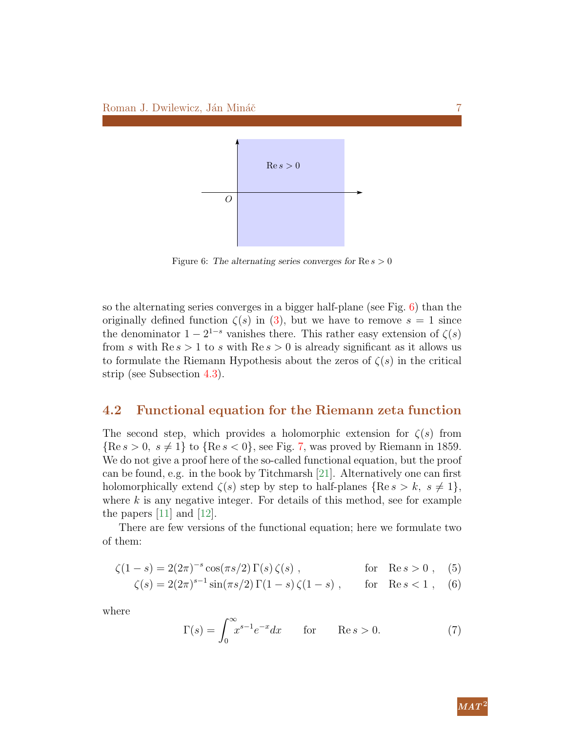Figure 6: *The alternating series converges for* $\operatorname{Re} s > 0$

so the alternating series converges in a bigger half-plane (see Fig. 6) than the originally defined function $\zeta(s)$ in (3), but we have to remove $s = 1$ since the denominator $1 - 2^{1-s}$ vanishes there. This rather easy extension of $\zeta(s)$ from $s$ with $\operatorname{Re} s > 1$ to $s$ with $\operatorname{Re} s > 0$ is already significant as it allows us to formulate the Riemann Hypothesis about the zeros of $\zeta(s)$ in the critical strip (see Subsection 4.3).

## 4.2 Functional equation for the Riemann zeta function

The second step, which provides a holomorphic extension for $\zeta(s)$ from $\{\operatorname{Re} s > 0,\ s \neq 1\}$ to $\{\operatorname{Re} s < 0\}$, see Fig. 7, was proved by Riemann in 1859. We do not give a proof here of the so-called functional equation, but the proof can be found, e.g. in the book by Titchmarsh [21]. Alternatively one can first holomorphically extend $\zeta(s)$ step by step to half-planes $\{\operatorname{Re} s > k,\ s \neq 1\}$, where $k$ is any negative integer. For details of this method, see for example the papers [11] and [12].

There are few versions of the functional equation; here we formulate two of them:

$$\zeta(1-s) = 2(2\pi)^{-s} \cos(\pi s/2)\, \Gamma(s)\, \zeta(s)\ , \qquad \text{for} \quad \operatorname{Re} s > 0\ , \tag{5}$$

$$\zeta(s) = 2(2\pi)^{s-1} \sin(\pi s/2)\, \Gamma(1-s)\, \zeta(1-s)\ , \qquad \text{for} \quad \operatorname{Re} s < 1\ , \tag{6}$$

where

$$\Gamma(s) = \int_0^\infty x^{s-1} e^{-x} dx \qquad \text{for} \qquad \operatorname{Re} s > 0. \tag{7}$$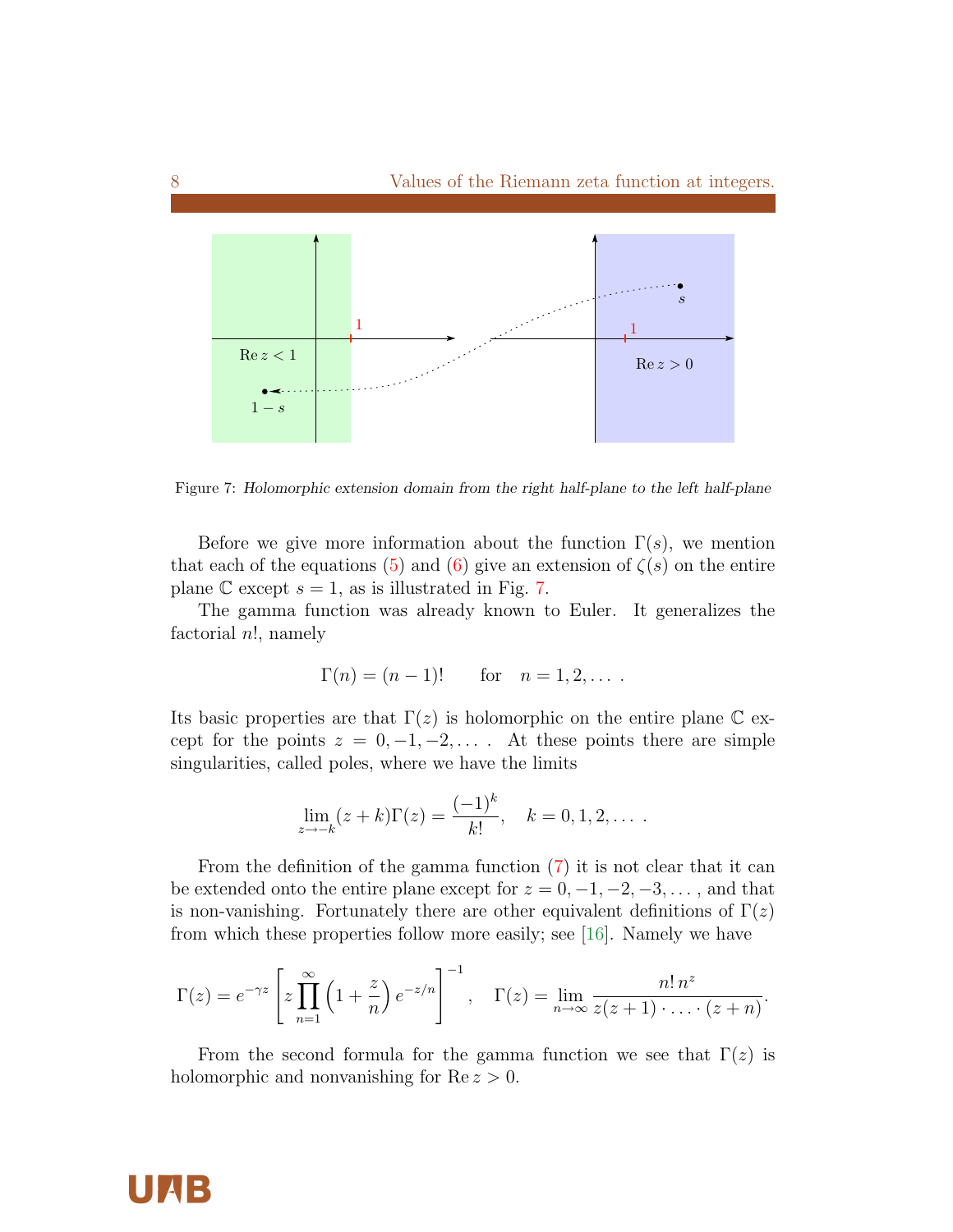Figure 7: *Holomorphic extension domain from the right half-plane to the left half-plane*

Before we give more information about the function $\Gamma(s)$, we mention that each of the equations (5) and (6) give an extension of $\zeta(s)$ on the entire plane $\mathbb{C}$ except $s = 1$, as is illustrated in Fig. 7.

The gamma function was already known to Euler. It generalizes the factorial $n!$, namely

$$\Gamma(n) = (n-1)! \qquad \text{for} \quad n = 1, 2, \dots .$$

Its basic properties are that $\Gamma(z)$ is holomorphic on the entire plane $\mathbb{C}$ except for the points $z = 0, -1, -2, \dots$ . At these points there are simple singularities, called poles, where we have the limits

$$\lim_{z \to -k} (z+k)\Gamma(z) = \frac{(-1)^k}{k!}, \quad k = 0, 1, 2, \dots .$$

From the definition of the gamma function (7) it is not clear that it can be extended onto the entire plane except for $z = 0, -1, -2, -3, \dots$, and that is non-vanishing. Fortunately there are other equivalent definitions of $\Gamma(z)$ from which these properties follow more easily; see [16]. Namely we have

$$\Gamma(z) = e^{-\gamma z} \left[ z \prod_{n=1}^{\infty} \left(1 + \frac{z}{n}\right) e^{-z/n} \right]^{-1}, \quad \Gamma(z) = \lim_{n \to \infty} \frac{n! \, n^z}{z(z+1) \cdot \ldots \cdot (z+n)}.$$

From the second formula for the gamma function we see that $\Gamma(z)$ is holomorphic and nonvanishing for $\operatorname{Re} z > 0$.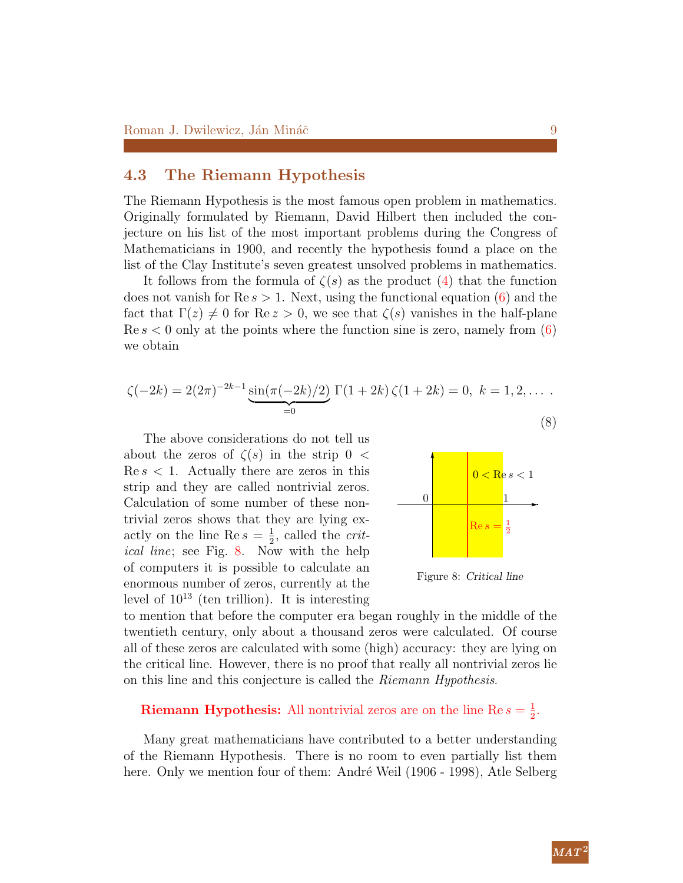## 4.3 The Riemann Hypothesis

The Riemann Hypothesis is the most famous open problem in mathematics. Originally formulated by Riemann, David Hilbert then included the conjecture on his list of the most important problems during the Congress of Mathematicians in 1900, and recently the hypothesis found a place on the list of the Clay Institute's seven greatest unsolved problems in mathematics.

It follows from the formula of $\zeta(s)$ as the product (4) that the function does not vanish for $\operatorname{Re} s > 1$. Next, using the functional equation (6) and the fact that $\Gamma(z) \neq 0$ for $\operatorname{Re} z > 0$, we see that $\zeta(s)$ vanishes in the half-plane $\operatorname{Re} s < 0$ only at the points where the function sine is zero, namely from (6) we obtain

$$\zeta(-2k) = 2(2\pi)^{-2k-1} \underbrace{\sin(\pi(-2k)/2)}_{=0} \Gamma(1+2k)\, \zeta(1+2k) = 0, \;\; k = 1, 2, \ldots \; . \tag{8}$$

The above considerations do not tell us about the zeros of $\zeta(s)$ in the strip $0 < \operatorname{Re} s < 1$. Actually there are zeros in this strip and they are called nontrivial zeros. Calculation of some number of these nontrivial zeros shows that they are lying exactly on the line $\operatorname{Re} s = \frac{1}{2}$, called the *critical line*; see Fig. 8. Now with the help of computers it is possible to calculate an enormous number of zeros, currently at the level of $10^{13}$ (ten trillion). It is interesting to mention that before the computer era began roughly in the middle of the twentieth century, only about a thousand zeros were calculated. Of course all of these zeros are calculated with some (high) accuracy: they are lying on the critical line. However, there is no proof that really all nontrivial zeros lie on this line and this conjecture is called the *Riemann Hypothesis*.

Figure 8: *Critical line*

**Riemann Hypothesis:** All nontrivial zeros are on the line $\operatorname{Re} s = \frac{1}{2}$.

Many great mathematicians have contributed to a better understanding of the Riemann Hypothesis. There is no room to even partially list them here. Only we mention four of them: André Weil (1906 - 1998), Atle Selberg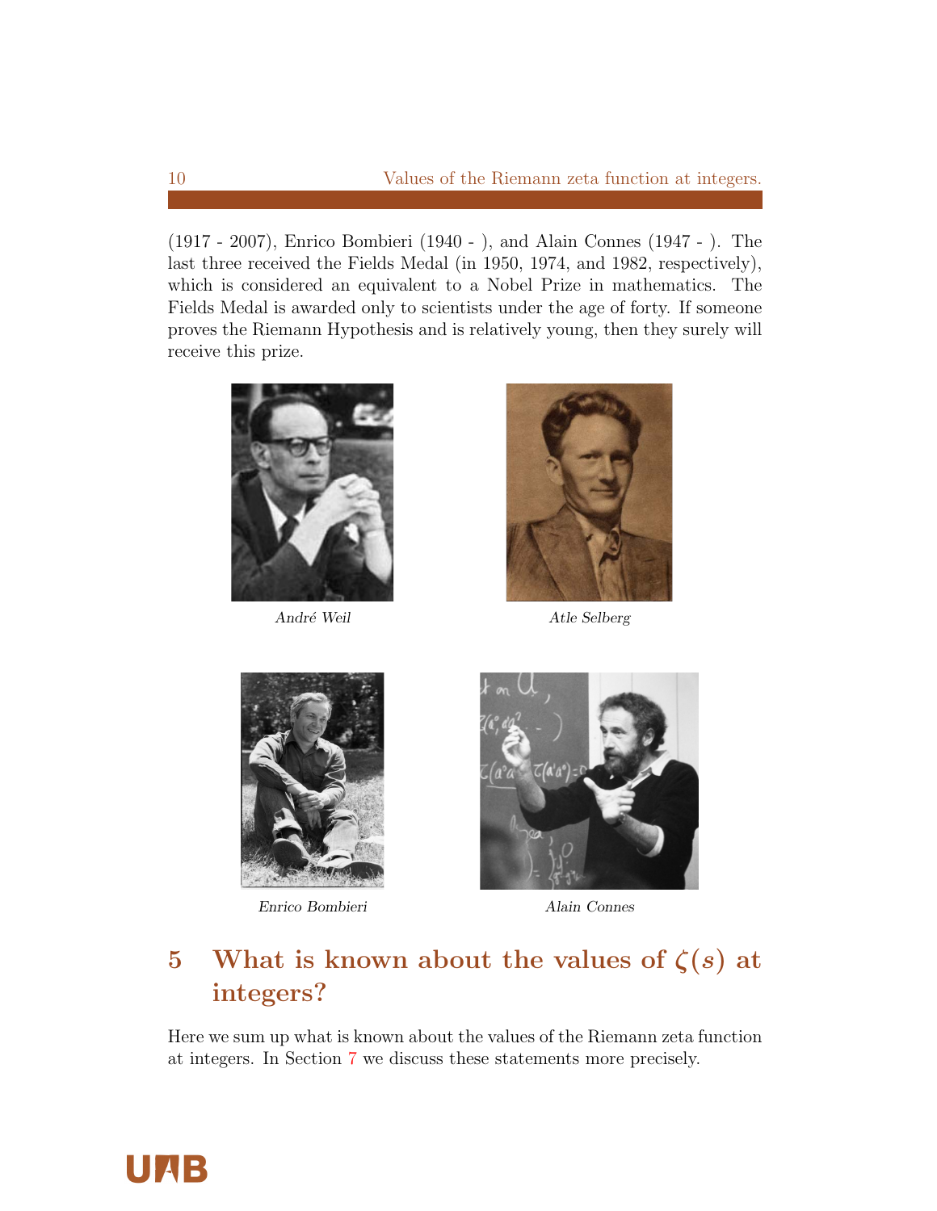(1917 - 2007), Enrico Bombieri (1940 - ), and Alain Connes (1947 - ). The last three received the Fields Medal (in 1950, 1974, and 1982, respectively), which is considered an equivalent to a Nobel Prize in mathematics. The Fields Medal is awarded only to scientists under the age of forty. If someone proves the Riemann Hypothesis and is relatively young, then they surely will receive this prize.

*André Weil*

*Atle Selberg*

*Enrico Bombieri*

*Alain Connes*

## 5 What is known about the values of $\zeta(s)$ at integers?

Here we sum up what is known about the values of the Riemann zeta function at integers. In Section 7 we discuss these statements more precisely.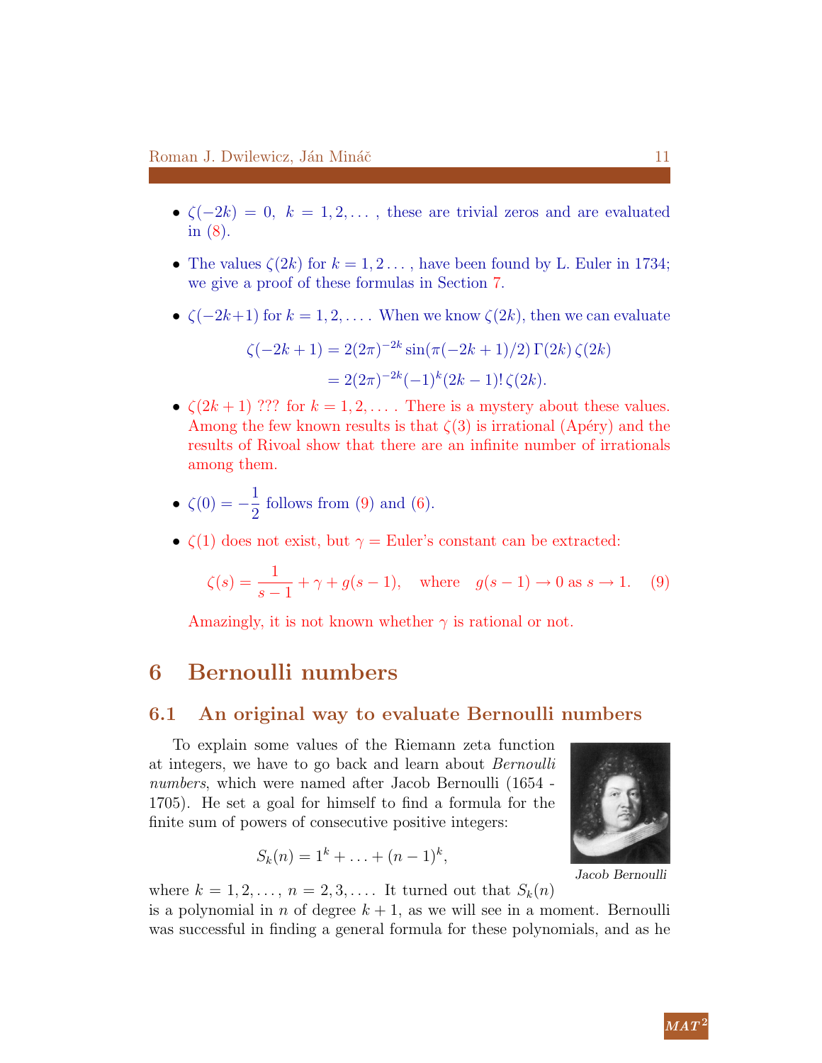- $\zeta(-2k) = 0,\ k = 1, 2, \ldots$ , these are trivial zeros and are evaluated in (8).

- The values $\zeta(2k)$ for $k = 1, 2 \ldots$ , have been found by L. Euler in 1734; we give a proof of these formulas in Section 7.

- $\zeta(-2k+1)$ for $k = 1, 2, \ldots$ . When we know $\zeta(2k)$, then we can evaluate

$$\begin{aligned}\zeta(-2k+1) &= 2(2\pi)^{-2k} \sin(\pi(-2k+1)/2)\, \Gamma(2k)\, \zeta(2k) \\ &= 2(2\pi)^{-2k}(-1)^k (2k-1)!\, \zeta(2k).\end{aligned}$$

- $\zeta(2k+1)$ ??? for $k = 1, 2, \ldots$ . There is a mystery about these values. Among the few known results is that $\zeta(3)$ is irrational (Apéry) and the results of Rivoal show that there are an infinite number of irrationals among them.

- $\zeta(0) = -\dfrac{1}{2}$ follows from (9) and (6).

- $\zeta(1)$ does not exist, but $\gamma =$ Euler's constant can be extracted:

$$\zeta(s) = \frac{1}{s-1} + \gamma + g(s-1), \quad \text{where} \quad g(s-1) \to 0 \text{ as } s \to 1. \tag{9}$$

  Amazingly, it is not known whether $\gamma$ is rational or not.

# 6 Bernoulli numbers

## 6.1 An original way to evaluate Bernoulli numbers

To explain some values of the Riemann zeta function at integers, we have to go back and learn about *Bernoulli numbers*, which were named after Jacob Bernoulli (1654 - 1705). He set a goal for himself to find a formula for the finite sum of powers of consecutive positive integers:

$$S_k(n) = 1^k + \ldots + (n-1)^k,$$

*Jacob Bernoulli*

where $k = 1, 2, \ldots,\ n = 2, 3, \ldots$ . It turned out that $S_k(n)$ is a polynomial in $n$ of degree $k+1$, as we will see in a moment. Bernoulli was successful in finding a general formula for these polynomials, and as he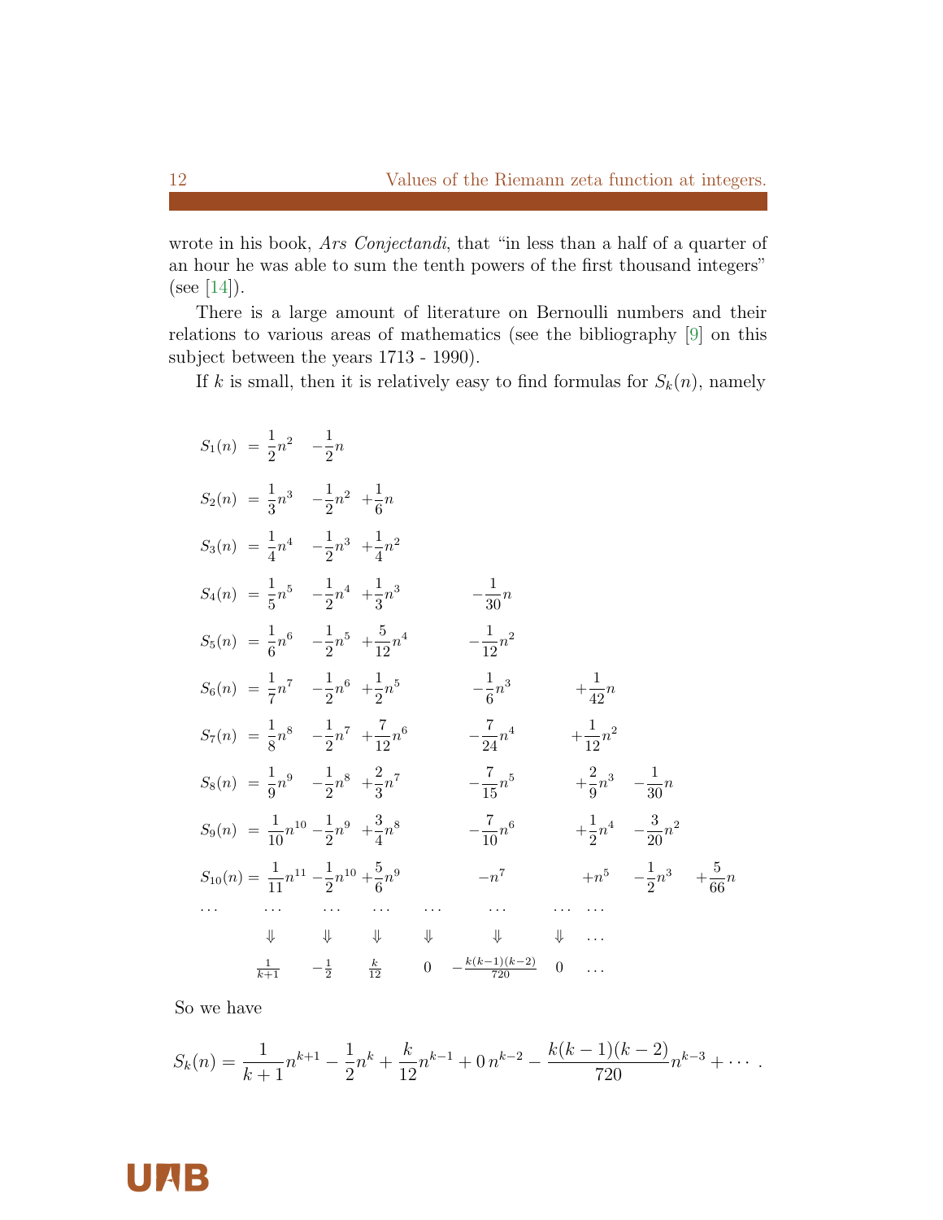wrote in his book, *Ars Conjectandi*, that "in less than a half of a quarter of an hour he was able to sum the tenth powers of the first thousand integers" (see [14]).

There is a large amount of literature on Bernoulli numbers and their relations to various areas of mathematics (see the bibliography [9] on this subject between the years 1713 - 1990).

If $k$ is small, then it is relatively easy to find formulas for $S_k(n)$, namely

$$
\begin{array}{lllllllll}
S_1(n) = & \frac{1}{2}n^2 & -\frac{1}{2}n & & & & & & \\
S_2(n) = & \frac{1}{3}n^3 & -\frac{1}{2}n^2 & +\frac{1}{6}n & & & & & \\
S_3(n) = & \frac{1}{4}n^4 & -\frac{1}{2}n^3 & +\frac{1}{4}n^2 & & & & & \\
S_4(n) = & \frac{1}{5}n^5 & -\frac{1}{2}n^4 & +\frac{1}{3}n^3 & & -\frac{1}{30}n & & & \\
S_5(n) = & \frac{1}{6}n^6 & -\frac{1}{2}n^5 & +\frac{5}{12}n^4 & & -\frac{1}{12}n^2 & & & \\
S_6(n) = & \frac{1}{7}n^7 & -\frac{1}{2}n^6 & +\frac{1}{2}n^5 & & -\frac{1}{6}n^3 & & +\frac{1}{42}n & \\
S_7(n) = & \frac{1}{8}n^8 & -\frac{1}{2}n^7 & +\frac{7}{12}n^6 & & -\frac{7}{24}n^4 & & +\frac{1}{12}n^2 & \\
S_8(n) = & \frac{1}{9}n^9 & -\frac{1}{2}n^8 & +\frac{2}{3}n^7 & & -\frac{7}{15}n^5 & & +\frac{2}{9}n^3 & -\frac{1}{30}n \\
S_9(n) = & \frac{1}{10}n^{10} & -\frac{1}{2}n^9 & +\frac{3}{4}n^8 & & -\frac{7}{10}n^6 & & +\frac{1}{2}n^4 & -\frac{3}{20}n^2 \\
S_{10}(n) = & \frac{1}{11}n^{11} & -\frac{1}{2}n^{10} & +\frac{5}{6}n^9 & & -n^7 & & +n^5 & -\frac{1}{2}n^3 \quad +\frac{5}{66}n \\
\cdots & \cdots & \cdots & \cdots & \cdots & \cdots & \cdots & \cdots & \\
 & \Downarrow & \Downarrow & \Downarrow & \Downarrow & \Downarrow & \Downarrow & \cdots & \\
 & \frac{1}{k+1} & -\frac{1}{2} & \frac{k}{12} & 0 & -\frac{k(k-1)(k-2)}{720} & 0 & \cdots &
\end{array}
$$

So we have

$$
S_k(n) = \frac{1}{k+1}n^{k+1} - \frac{1}{2}n^k + \frac{k}{12}n^{k-1} + 0\,n^{k-2} - \frac{k(k-1)(k-2)}{720}n^{k-3} + \cdots .
$$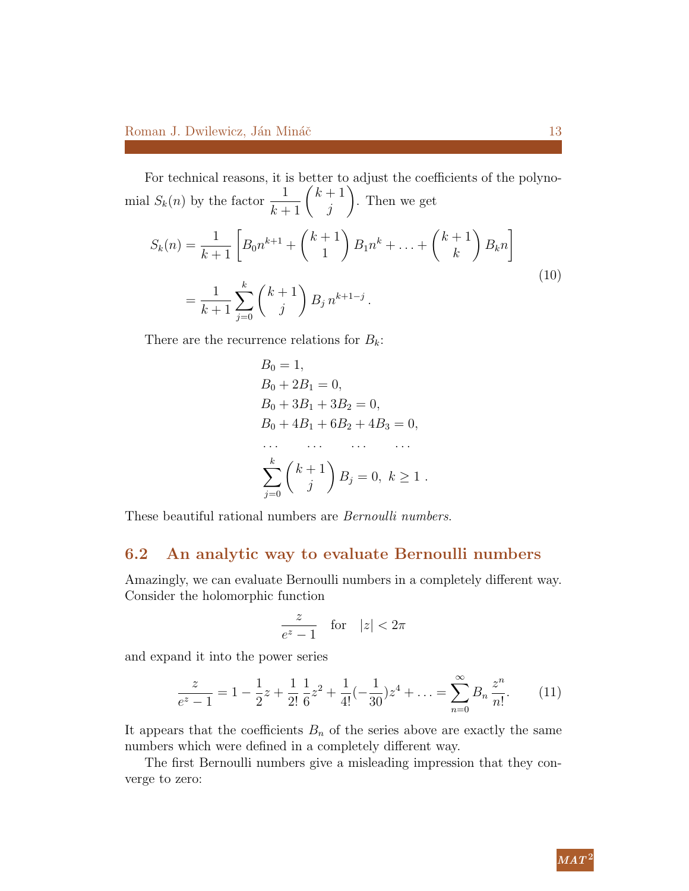For technical reasons, it is better to adjust the coefficients of the polynomial $S_k(n)$ by the factor $\dfrac{1}{k+1}\dbinom{k+1}{j}$. Then we get

$$
\begin{aligned}
S_k(n) &= \frac{1}{k+1}\left[B_0 n^{k+1} + \binom{k+1}{1} B_1 n^k + \ldots + \binom{k+1}{k} B_k n\right] \\
&= \frac{1}{k+1}\sum_{j=0}^{k}\binom{k+1}{j} B_j\, n^{k+1-j}\,.
\end{aligned}
\tag{10}
$$

There are the recurrence relations for $B_k$:

$$
\begin{aligned}
&B_0 = 1,\\
&B_0 + 2B_1 = 0,\\
&B_0 + 3B_1 + 3B_2 = 0,\\
&B_0 + 4B_1 + 6B_2 + 4B_3 = 0,\\
&\ldots \qquad \ldots \qquad \ldots \qquad \ldots\\
&\sum_{j=0}^{k}\binom{k+1}{j} B_j = 0,\ k \geq 1\ .
\end{aligned}
$$

These beautiful rational numbers are *Bernoulli numbers.*

## 6.2 An analytic way to evaluate Bernoulli numbers

Amazingly, we can evaluate Bernoulli numbers in a completely different way. Consider the holomorphic function

$$
\frac{z}{e^z - 1} \quad \text{for} \quad |z| < 2\pi
$$

and expand it into the power series

$$
\frac{z}{e^z - 1} = 1 - \frac{1}{2}z + \frac{1}{2!}\,\frac{1}{6}z^2 + \frac{1}{4!}(-\frac{1}{30})z^4 + \ldots = \sum_{n=0}^{\infty} B_n\,\frac{z^n}{n!}. \tag{11}
$$

It appears that the coefficients $B_n$ of the series above are exactly the same numbers which were defined in a completely different way.

The first Bernoulli numbers give a misleading impression that they converge to zero: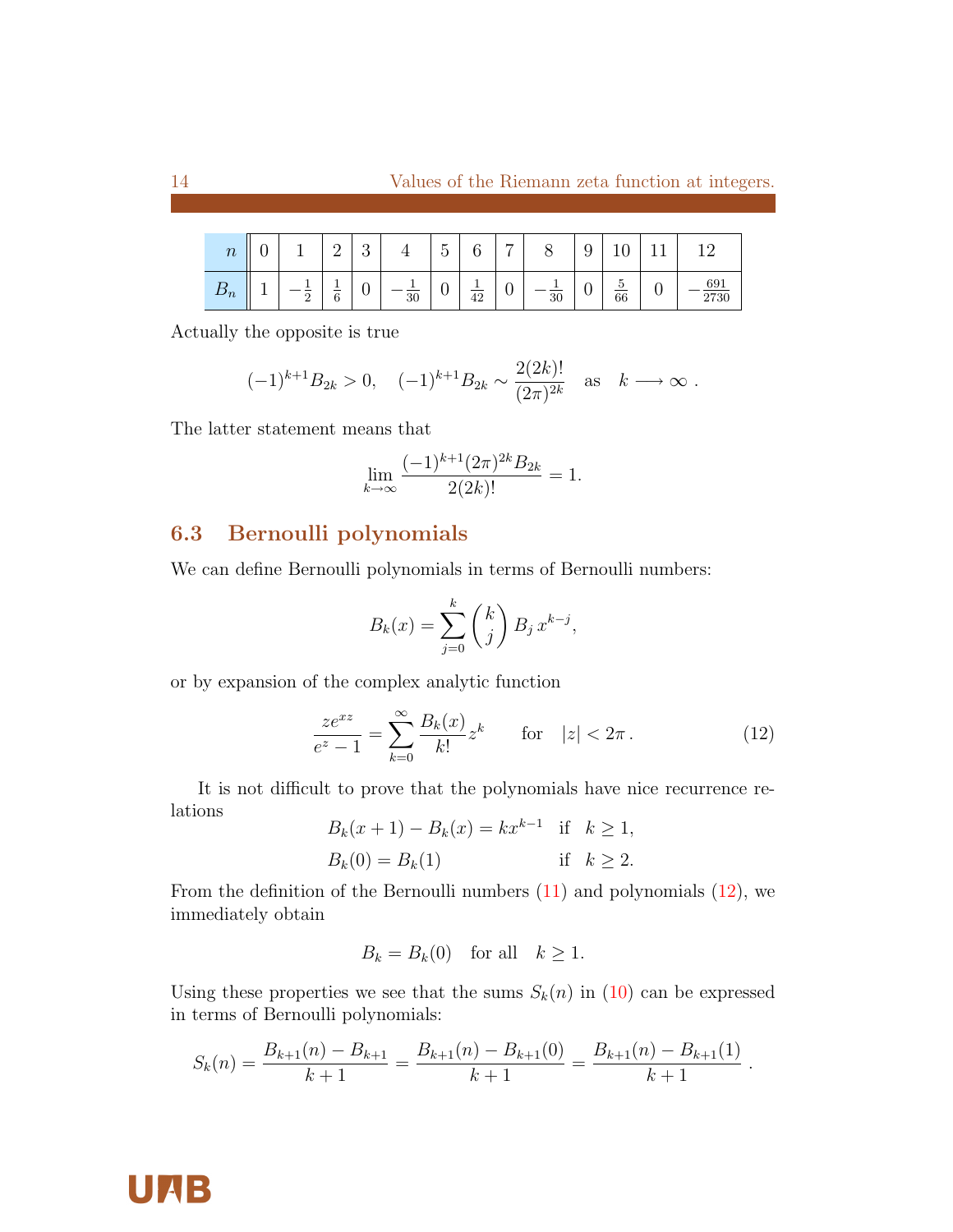| $n$ | 0 | 1 | 2 | 3 | 4 | 5 | 6 | 7 | 8 | 9 | 10 | 11 | 12 |
|---|---|---|---|---|---|---|---|---|---|---|---|---|---|
| $B_n$ | 1 | $-\frac{1}{2}$ | $\frac{1}{6}$ | 0 | $-\frac{1}{30}$ | 0 | $\frac{1}{42}$ | 0 | $-\frac{1}{30}$ | 0 | $\frac{5}{66}$ | 0 | $-\frac{691}{2730}$ |

Actually the opposite is true

$$(-1)^{k+1}B_{2k} > 0, \quad (-1)^{k+1}B_{2k} \sim \frac{2(2k)!}{(2\pi)^{2k}} \quad \text{as} \quad k \longrightarrow \infty \, .$$

The latter statement means that

$$\lim_{k\to\infty} \frac{(-1)^{k+1}(2\pi)^{2k}B_{2k}}{2(2k)!} = 1.$$

## 6.3 Bernoulli polynomials

We can define Bernoulli polynomials in terms of Bernoulli numbers:

$$B_k(x) = \sum_{j=0}^{k} \binom{k}{j} B_j \, x^{k-j},$$

or by expansion of the complex analytic function

$$\frac{ze^{xz}}{e^z - 1} = \sum_{k=0}^{\infty} \frac{B_k(x)}{k!} z^k \qquad \text{for} \quad |z| < 2\pi \, . \tag{12}$$

It is not difficult to prove that the polynomials have nice recurrence relations

$$\begin{aligned} B_k(x+1) - B_k(x) &= kx^{k-1} \quad \text{if} \quad k \geq 1, \\ B_k(0) = B_k(1) & \qquad\qquad\quad \text{if} \quad k \geq 2. \end{aligned}$$

From the definition of the Bernoulli numbers (11) and polynomials (12), we immediately obtain

$$B_k = B_k(0) \quad \text{for all} \quad k \geq 1.$$

Using these properties we see that the sums $S_k(n)$ in (10) can be expressed in terms of Bernoulli polynomials:

$$S_k(n) = \frac{B_{k+1}(n) - B_{k+1}}{k+1} = \frac{B_{k+1}(n) - B_{k+1}(0)}{k+1} = \frac{B_{k+1}(n) - B_{k+1}(1)}{k+1} \, .$$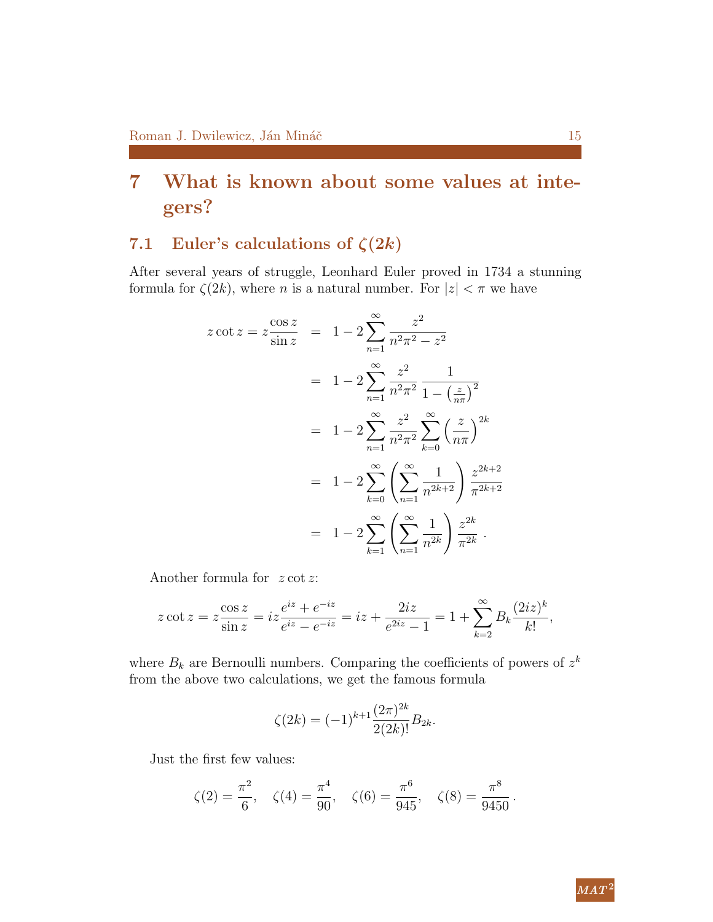# 7 What is known about some values at integers?

## 7.1 Euler's calculations of $\zeta(2k)$

After several years of struggle, Leonhard Euler proved in 1734 a stunning formula for $\zeta(2k)$, where $n$ is a natural number. For $|z| < \pi$ we have

$$
\begin{aligned}
z\cot z = z\frac{\cos z}{\sin z} &= 1 - 2\sum_{n=1}^{\infty} \frac{z^2}{n^2\pi^2 - z^2} \\
&= 1 - 2\sum_{n=1}^{\infty} \frac{z^2}{n^2\pi^2}\,\frac{1}{1-\left(\frac{z}{n\pi}\right)^2} \\
&= 1 - 2\sum_{n=1}^{\infty} \frac{z^2}{n^2\pi^2}\sum_{k=0}^{\infty}\left(\frac{z}{n\pi}\right)^{2k} \\
&= 1 - 2\sum_{k=0}^{\infty}\left(\sum_{n=1}^{\infty}\frac{1}{n^{2k+2}}\right)\frac{z^{2k+2}}{\pi^{2k+2}} \\
&= 1 - 2\sum_{k=1}^{\infty}\left(\sum_{n=1}^{\infty}\frac{1}{n^{2k}}\right)\frac{z^{2k}}{\pi^{2k}}\,.
\end{aligned}
$$

Another formula for $z\cot z$:

$$
z\cot z = z\frac{\cos z}{\sin z} = iz\frac{e^{iz}+e^{-iz}}{e^{iz}-e^{-iz}} = iz + \frac{2iz}{e^{2iz}-1} = 1 + \sum_{k=2}^{\infty} B_k\frac{(2iz)^k}{k!},
$$

where $B_k$ are Bernoulli numbers. Comparing the coefficients of powers of $z^k$ from the above two calculations, we get the famous formula

$$
\zeta(2k) = (-1)^{k+1}\frac{(2\pi)^{2k}}{2(2k)!}B_{2k}.
$$

Just the first few values:

$$
\zeta(2) = \frac{\pi^2}{6}, \quad \zeta(4) = \frac{\pi^4}{90}, \quad \zeta(6) = \frac{\pi^6}{945}, \quad \zeta(8) = \frac{\pi^8}{9450}\,.
$$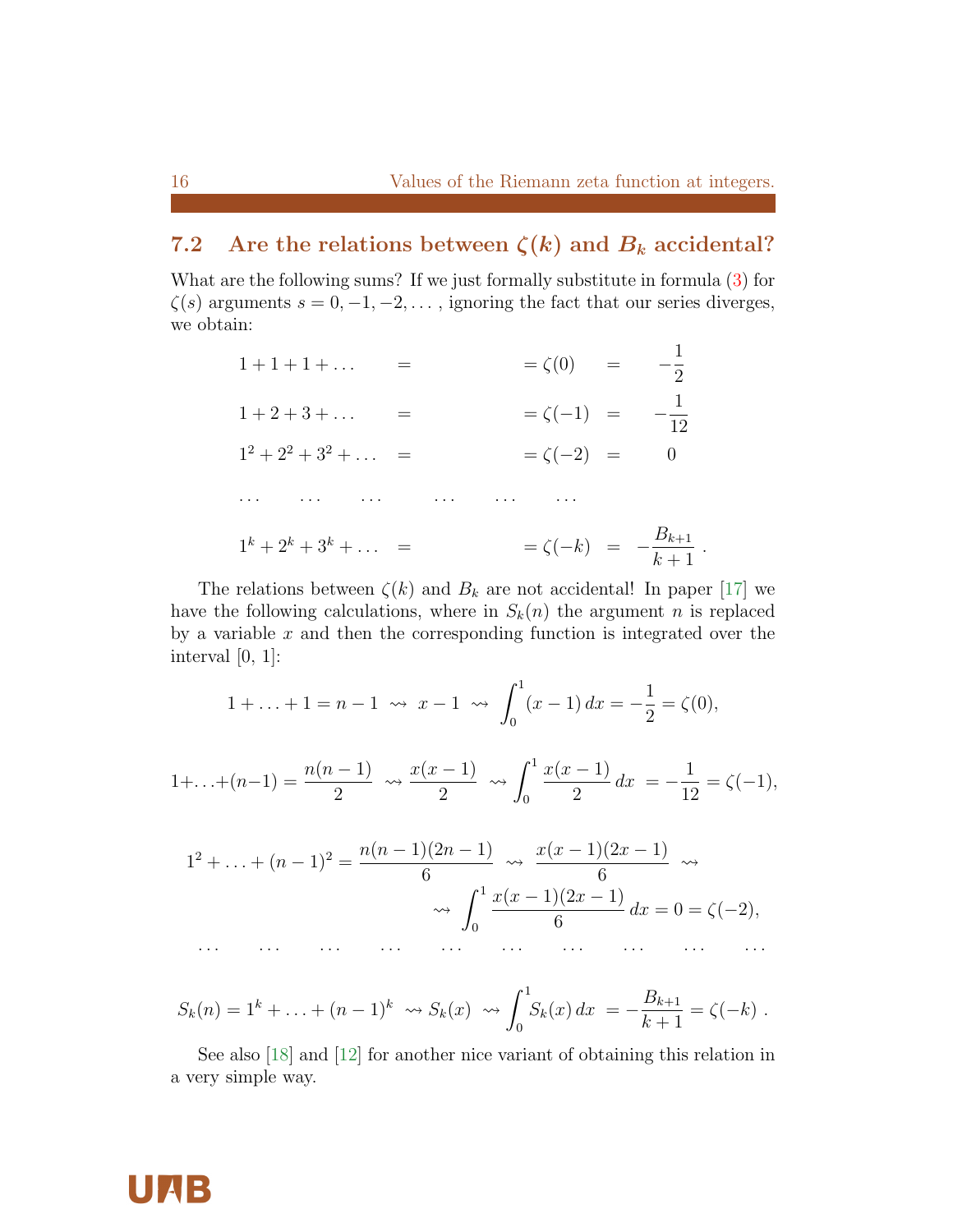## 7.2 Are the relations between $\zeta(k)$ and $B_k$ accidental?

What are the following sums? If we just formally substitute in formula (3) for $\zeta(s)$ arguments $s = 0, -1, -2, \dots$, ignoring the fact that our series diverges, we obtain:

$$
\begin{array}{llll}
1+1+1+\dots & = & =\zeta(0) & = -\dfrac{1}{2} \\[2mm]
1+2+3+\dots & = & =\zeta(-1) & = -\dfrac{1}{12} \\[2mm]
1^2+2^2+3^2+\dots & = & =\zeta(-2) & = 0 \\[2mm]
\dots \quad \dots \quad \dots & \dots & \dots \quad \dots & \\[2mm]
1^k+2^k+3^k+\dots & = & =\zeta(-k) & = -\dfrac{B_{k+1}}{k+1}\,.
\end{array}
$$

The relations between $\zeta(k)$ and $B_k$ are not accidental! In paper [17] we have the following calculations, where in $S_k(n)$ the argument $n$ is replaced by a variable $x$ and then the corresponding function is integrated over the interval $[0, 1]$:

$$1+\ldots+1 = n-1 \;\rightsquigarrow\; x-1 \;\rightsquigarrow\; \int_0^1 (x-1)\,dx = -\frac{1}{2} = \zeta(0),$$

$$1+\ldots+(n-1) = \frac{n(n-1)}{2} \;\rightsquigarrow\; \frac{x(x-1)}{2} \;\rightsquigarrow\; \int_0^1 \frac{x(x-1)}{2}\,dx = -\frac{1}{12} = \zeta(-1),$$

$$1^2+\ldots+(n-1)^2 = \frac{n(n-1)(2n-1)}{6} \;\rightsquigarrow\; \frac{x(x-1)(2x-1)}{6} \;\rightsquigarrow\; \int_0^1 \frac{x(x-1)(2x-1)}{6}\,dx = 0 = \zeta(-2),$$

$$\dots \quad \dots \quad \dots \quad \dots \quad \dots \quad \dots \quad \dots \quad \dots \quad \dots \quad \dots$$

$$S_k(n) = 1^k+\ldots+(n-1)^k \;\rightsquigarrow\; S_k(x) \;\rightsquigarrow\; \int_0^1 S_k(x)\,dx = -\frac{B_{k+1}}{k+1} = \zeta(-k)\,.$$

See also [18] and [12] for another nice variant of obtaining this relation in a very simple way.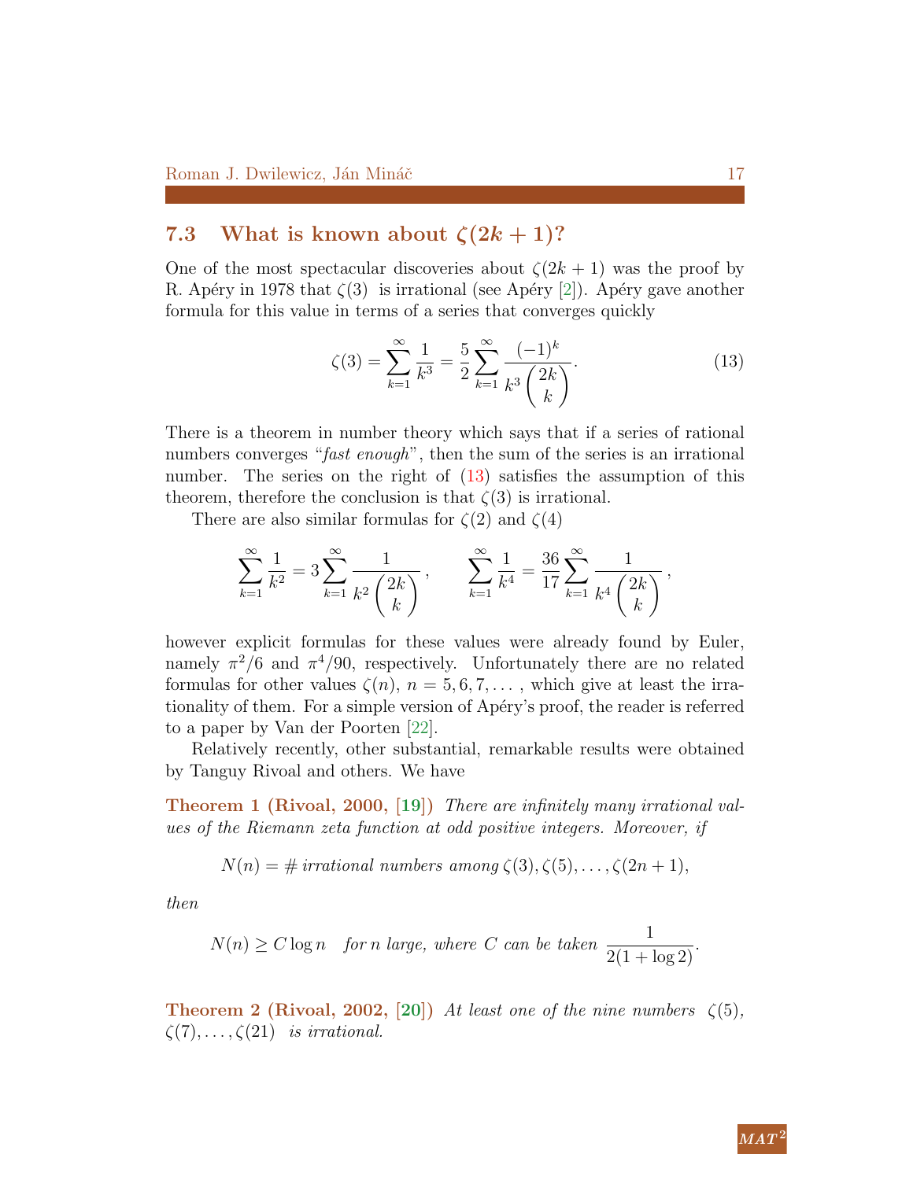## 7.3 What is known about $\zeta(2k+1)$?

One of the most spectacular discoveries about $\zeta(2k+1)$ was the proof by R. Apéry in 1978 that $\zeta(3)$ is irrational (see Apéry [2]). Apéry gave another formula for this value in terms of a series that converges quickly

$$\zeta(3) = \sum_{k=1}^{\infty} \frac{1}{k^3} = \frac{5}{2} \sum_{k=1}^{\infty} \frac{(-1)^k}{k^3 \binom{2k}{k}}. \tag{13}$$

There is a theorem in number theory which says that if a series of rational numbers converges "*fast enough*", then the sum of the series is an irrational number. The series on the right of (13) satisfies the assumption of this theorem, therefore the conclusion is that $\zeta(3)$ is irrational.

There are also similar formulas for $\zeta(2)$ and $\zeta(4)$

$$\sum_{k=1}^{\infty} \frac{1}{k^2} = 3 \sum_{k=1}^{\infty} \frac{1}{k^2 \binom{2k}{k}}, \qquad \sum_{k=1}^{\infty} \frac{1}{k^4} = \frac{36}{17} \sum_{k=1}^{\infty} \frac{1}{k^4 \binom{2k}{k}},$$

however explicit formulas for these values were already found by Euler, namely $\pi^2/6$ and $\pi^4/90$, respectively. Unfortunately there are no related formulas for other values $\zeta(n)$, $n = 5, 6, 7, \ldots$, which give at least the irrationality of them. For a simple version of Apéry's proof, the reader is referred to a paper by Van der Poorten [22].

Relatively recently, other substantial, remarkable results were obtained by Tanguy Rivoal and others. We have

**Theorem 1 (Rivoal, 2000, [19])** *There are infinitely many irrational values of the Riemann zeta function at odd positive integers. Moreover, if*

$$N(n) = \#\, \textit{irrational numbers among}\, \zeta(3), \zeta(5), \ldots, \zeta(2n+1),$$

*then*

$$N(n) \geq C \log n \quad \textit{for } n \textit{ large, where } C \textit{ can be taken } \frac{1}{2(1+\log 2)}.$$

**Theorem 2 (Rivoal, 2002, [20])** *At least one of the nine numbers* $\zeta(5)$, $\zeta(7), \ldots, \zeta(21)$ *is irrational.*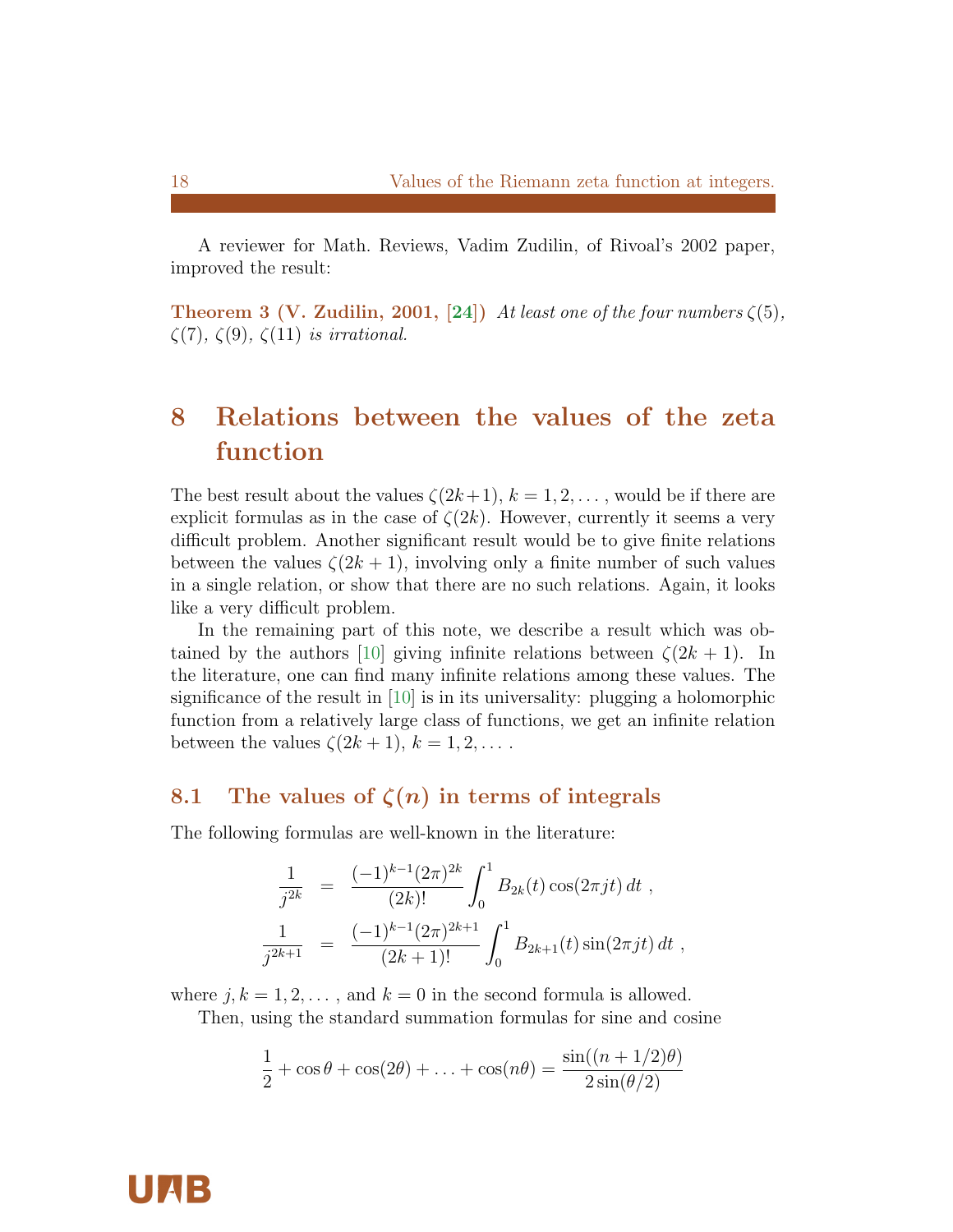A reviewer for Math. Reviews, Vadim Zudilin, of Rivoal's 2002 paper, improved the result:

**Theorem 3 (V. Zudilin, 2001, [24])** *At least one of the four numbers $\zeta(5)$, $\zeta(7)$, $\zeta(9)$, $\zeta(11)$ is irrational.*

# 8 Relations between the values of the zeta function

The best result about the values $\zeta(2k+1)$, $k = 1, 2, \ldots$, would be if there are explicit formulas as in the case of $\zeta(2k)$. However, currently it seems a very difficult problem. Another significant result would be to give finite relations between the values $\zeta(2k+1)$, involving only a finite number of such values in a single relation, or show that there are no such relations. Again, it looks like a very difficult problem.

In the remaining part of this note, we describe a result which was obtained by the authors [10] giving infinite relations between $\zeta(2k+1)$. In the literature, one can find many infinite relations among these values. The significance of the result in [10] is in its universality: plugging a holomorphic function from a relatively large class of functions, we get an infinite relation between the values $\zeta(2k+1)$, $k = 1, 2, \ldots$.

## 8.1 The values of $\zeta(n)$ in terms of integrals

The following formulas are well-known in the literature:

$$\frac{1}{j^{2k}} = \frac{(-1)^{k-1}(2\pi)^{2k}}{(2k)!}\int_0^1 B_{2k}(t)\cos(2\pi jt)\,dt\ ,$$

$$\frac{1}{j^{2k+1}} = \frac{(-1)^{k-1}(2\pi)^{2k+1}}{(2k+1)!}\int_0^1 B_{2k+1}(t)\sin(2\pi jt)\,dt\ ,$$

where $j, k = 1, 2, \ldots$, and $k = 0$ in the second formula is allowed.

Then, using the standard summation formulas for sine and cosine

$$\frac{1}{2} + \cos\theta + \cos(2\theta) + \ldots + \cos(n\theta) = \frac{\sin((n+1/2)\theta)}{2\sin(\theta/2)}$$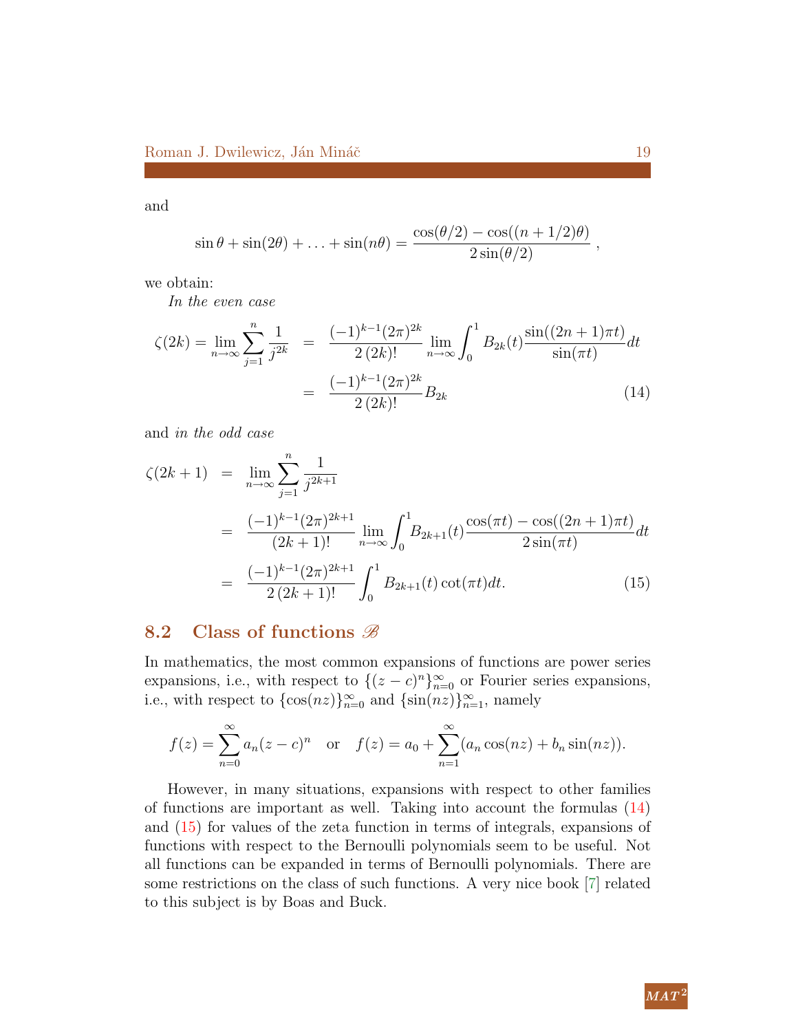and

$$\sin\theta + \sin(2\theta) + \ldots + \sin(n\theta) = \frac{\cos(\theta/2) - \cos((n+1/2)\theta)}{2\sin(\theta/2)}\ ,$$

we obtain:

*In the even case*

$$\begin{aligned}
\zeta(2k) = \lim_{n\to\infty}\sum_{j=1}^{n}\frac{1}{j^{2k}} &= \frac{(-1)^{k-1}(2\pi)^{2k}}{2\,(2k)!}\lim_{n\to\infty}\int_0^1 B_{2k}(t)\frac{\sin((2n+1)\pi t)}{\sin(\pi t)}dt \\
&= \frac{(-1)^{k-1}(2\pi)^{2k}}{2\,(2k)!}B_{2k} \qquad (14)
\end{aligned}$$

and *in the odd case*

$$\begin{aligned}
\zeta(2k+1) &= \lim_{n\to\infty}\sum_{j=1}^{n}\frac{1}{j^{2k+1}} \\
&= \frac{(-1)^{k-1}(2\pi)^{2k+1}}{(2k+1)!}\lim_{n\to\infty}\int_0^1 B_{2k+1}(t)\frac{\cos(\pi t) - \cos((2n+1)\pi t)}{2\sin(\pi t)}dt \\
&= \frac{(-1)^{k-1}(2\pi)^{2k+1}}{2\,(2k+1)!}\int_0^1 B_{2k+1}(t)\cot(\pi t)dt. \qquad (15)
\end{aligned}$$

## 8.2 Class of functions $\mathscr{B}$

In mathematics, the most common expansions of functions are power series expansions, i.e., with respect to $\{(z-c)^n\}_{n=0}^{\infty}$ or Fourier series expansions, i.e., with respect to $\{\cos(nz)\}_{n=0}^{\infty}$ and $\{\sin(nz)\}_{n=1}^{\infty}$, namely

$$f(z) = \sum_{n=0}^{\infty} a_n (z-c)^n \quad \text{or} \quad f(z) = a_0 + \sum_{n=1}^{\infty}(a_n\cos(nz) + b_n\sin(nz)).$$

However, in many situations, expansions with respect to other families of functions are important as well. Taking into account the formulas (14) and (15) for values of the zeta function in terms of integrals, expansions of functions with respect to the Bernoulli polynomials seem to be useful. Not all functions can be expanded in terms of Bernoulli polynomials. There are some restrictions on the class of such functions. A very nice book [7] related to this subject is by Boas and Buck.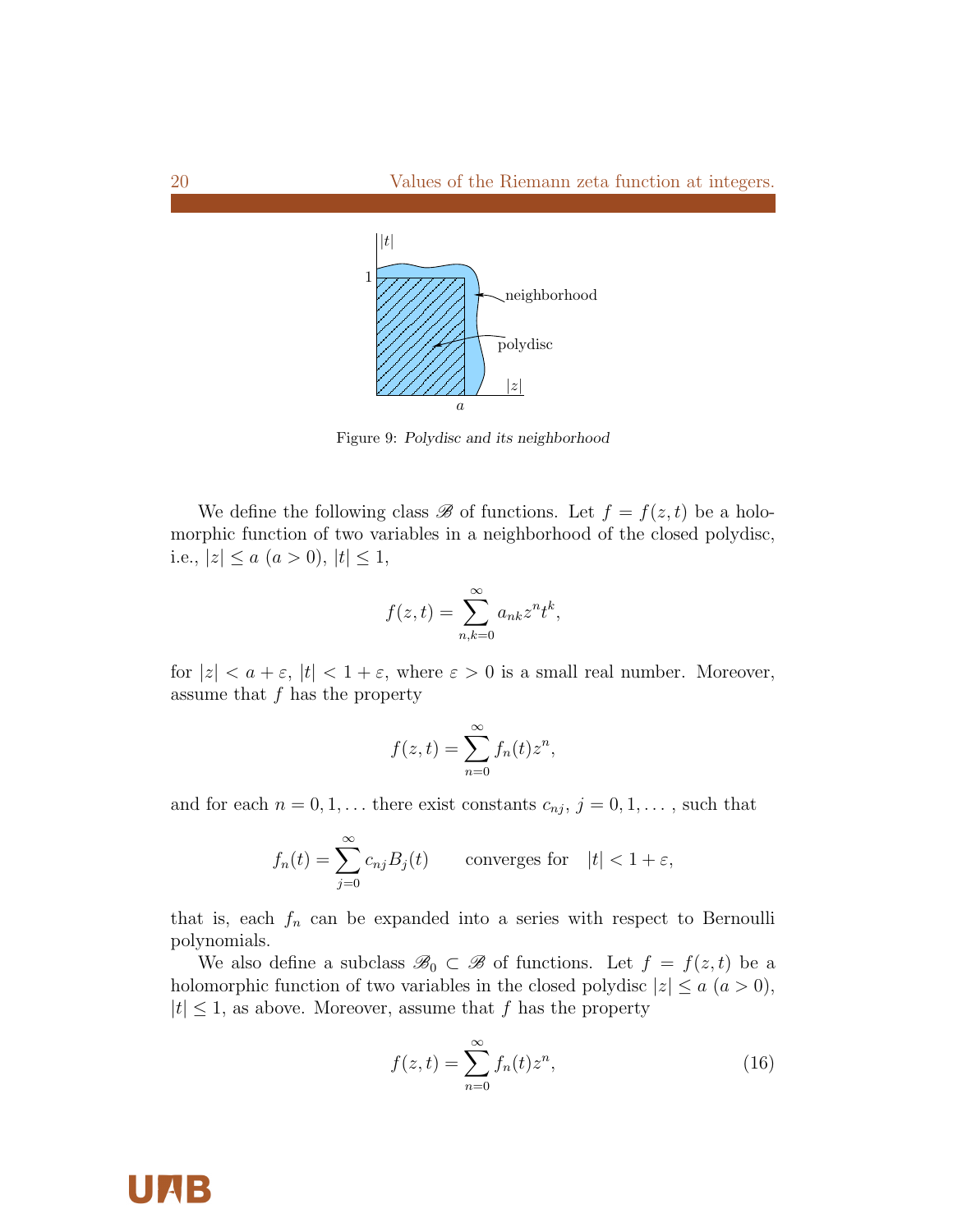Figure 9: *Polydisc and its neighborhood*

We define the following class $\mathscr{B}$ of functions. Let $f = f(z,t)$ be a holomorphic function of two variables in a neighborhood of the closed polydisc, i.e., $|z| \le a$ ($a > 0$), $|t| \le 1$,

$$f(z,t) = \sum_{n,k=0}^{\infty} a_{nk} z^n t^k,$$

for $|z| < a + \varepsilon$, $|t| < 1 + \varepsilon$, where $\varepsilon > 0$ is a small real number. Moreover, assume that $f$ has the property

$$f(z,t) = \sum_{n=0}^{\infty} f_n(t) z^n,$$

and for each $n = 0, 1, \ldots$ there exist constants $c_{nj}$, $j = 0, 1, \ldots$, such that

$$f_n(t) = \sum_{j=0}^{\infty} c_{nj} B_j(t) \qquad \text{converges for} \quad |t| < 1 + \varepsilon,$$

that is, each $f_n$ can be expanded into a series with respect to Bernoulli polynomials.

We also define a subclass $\mathscr{B}_0 \subset \mathscr{B}$ of functions. Let $f = f(z,t)$ be a holomorphic function of two variables in the closed polydisc $|z| \le a$ ($a > 0$), $|t| \le 1$, as above. Moreover, assume that $f$ has the property

$$f(z,t) = \sum_{n=0}^{\infty} f_n(t) z^n, \tag{16}$$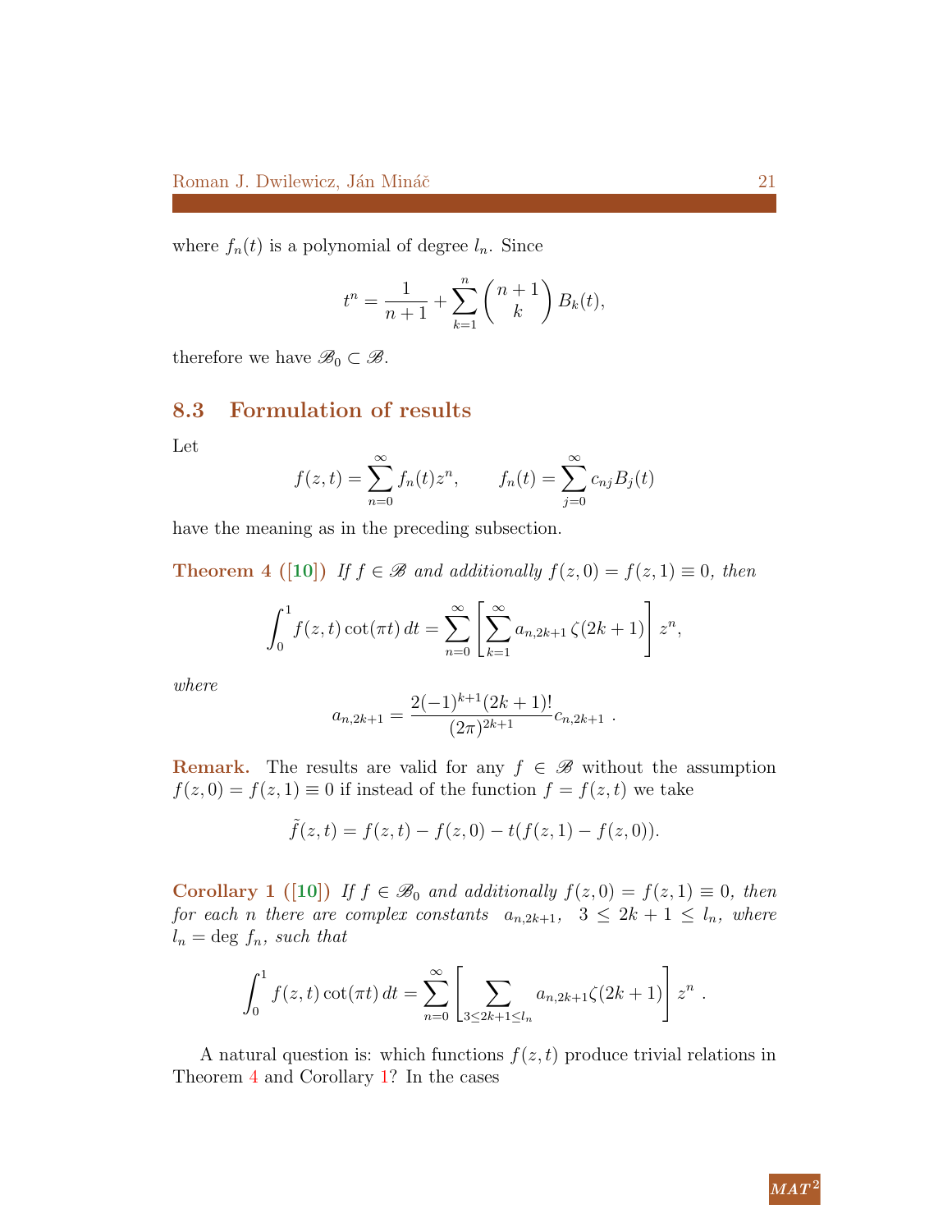where $f_n(t)$ is a polynomial of degree $l_n$. Since

$$t^n = \frac{1}{n+1} + \sum_{k=1}^{n} \binom{n+1}{k} B_k(t),$$

therefore we have $\mathscr{B}_0 \subset \mathscr{B}$.

## 8.3 Formulation of results

Let

$$f(z,t) = \sum_{n=0}^{\infty} f_n(t) z^n, \qquad f_n(t) = \sum_{j=0}^{\infty} c_{nj} B_j(t)$$

have the meaning as in the preceding subsection.

**Theorem 4 ([10])** *If $f \in \mathscr{B}$ and additionally $f(z,0) = f(z,1) \equiv 0$, then*

$$\int_0^1 f(z,t)\cot(\pi t)\,dt = \sum_{n=0}^{\infty} \left[ \sum_{k=1}^{\infty} a_{n,2k+1}\,\zeta(2k+1) \right] z^n,$$

*where*

$$a_{n,2k+1} = \frac{2(-1)^{k+1}(2k+1)!}{(2\pi)^{2k+1}} c_{n,2k+1}\ .$$

**Remark.** The results are valid for any $f \in \mathscr{B}$ without the assumption $f(z,0) = f(z,1) \equiv 0$ if instead of the function $f = f(z,t)$ we take

$$\tilde{f}(z,t) = f(z,t) - f(z,0) - t(f(z,1) - f(z,0)).$$

**Corollary 1 ([10])** *If $f \in \mathscr{B}_0$ and additionally $f(z,0) = f(z,1) \equiv 0$, then for each $n$ there are complex constants $a_{n,2k+1}$, $3 \le 2k+1 \le l_n$, where $l_n = \deg f_n$, such that*

$$\int_0^1 f(z,t)\cot(\pi t)\,dt = \sum_{n=0}^{\infty} \left[ \sum_{3 \le 2k+1 \le l_n} a_{n,2k+1}\zeta(2k+1) \right] z^n\ .$$

A natural question is: which functions $f(z,t)$ produce trivial relations in Theorem 4 and Corollary 1? In the cases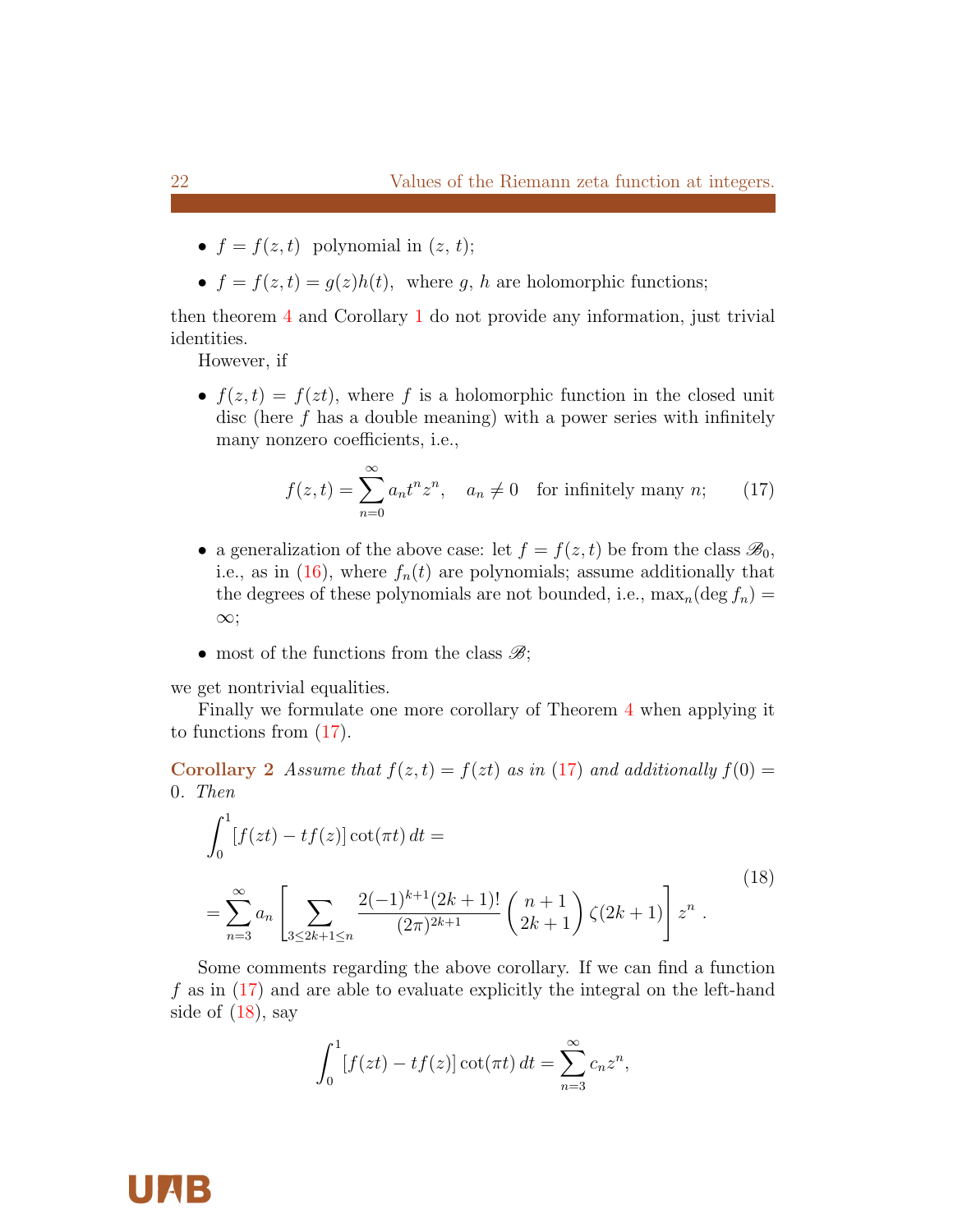- $f = f(z, t)$ polynomial in $(z, t)$;
- $f = f(z, t) = g(z)h(t)$, where $g$, $h$ are holomorphic functions;

then theorem 4 and Corollary 1 do not provide any information, just trivial identities.

However, if

- $f(z, t) = f(zt)$, where $f$ is a holomorphic function in the closed unit disc (here $f$ has a double meaning) with a power series with infinitely many nonzero coefficients, i.e.,

$$f(z,t) = \sum_{n=0}^{\infty} a_n t^n z^n, \quad a_n \neq 0 \quad \text{for infinitely many } n; \tag{17}$$

- a generalization of the above case: let $f = f(z, t)$ be from the class $\mathscr{B}_0$, i.e., as in (16), where $f_n(t)$ are polynomials; assume additionally that the degrees of these polynomials are not bounded, i.e., $\max_n(\deg f_n) = \infty$;
- most of the functions from the class $\mathscr{B}$;

we get nontrivial equalities.

Finally we formulate one more corollary of Theorem 4 when applying it to functions from (17).

**Corollary 2** *Assume that $f(z, t) = f(zt)$ as in (17) and additionally $f(0) = 0$. Then*

$$\begin{aligned} &\int_0^1 [f(zt) - tf(z)] \cot(\pi t)\, dt = \\ &= \sum_{n=3}^{\infty} a_n \left[ \sum_{3 \leq 2k+1 \leq n} \frac{2(-1)^{k+1}(2k+1)!}{(2\pi)^{2k+1}} \binom{n+1}{2k+1} \zeta(2k+1) \right] z^n \ . \end{aligned} \tag{18}$$

Some comments regarding the above corollary. If we can find a function $f$ as in (17) and are able to evaluate explicitly the integral on the left-hand side of (18), say

$$\int_0^1 [f(zt) - tf(z)] \cot(\pi t)\, dt = \sum_{n=3}^{\infty} c_n z^n,$$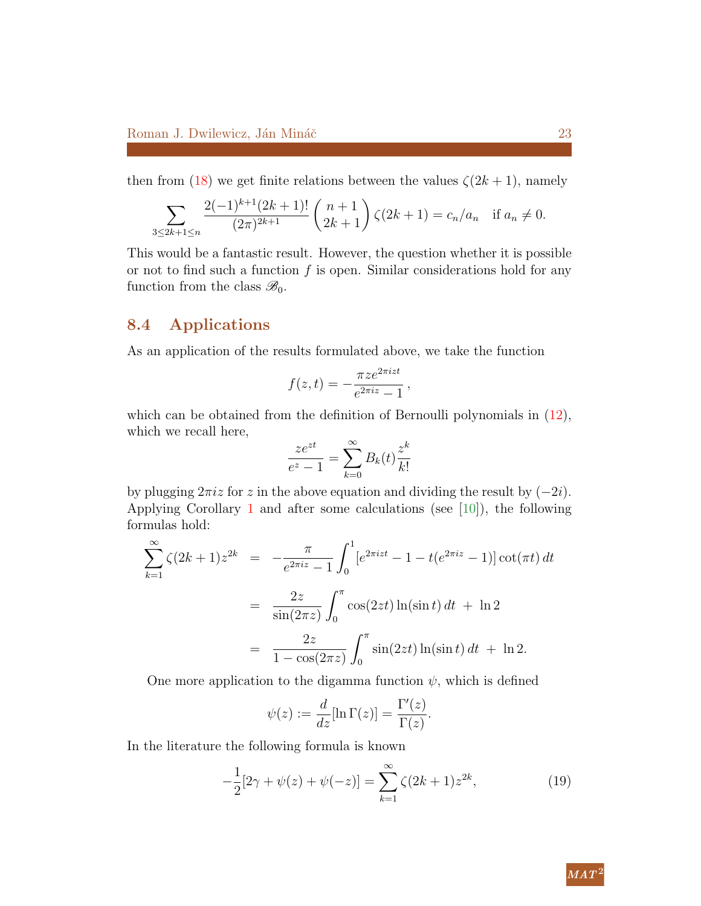then from (18) we get finite relations between the values $\zeta(2k+1)$, namely

$$\sum_{3\leq 2k+1\leq n} \frac{2(-1)^{k+1}(2k+1)!}{(2\pi)^{2k+1}}\binom{n+1}{2k+1}\zeta(2k+1) = c_n/a_n \quad \text{if } a_n \neq 0.$$

This would be a fantastic result. However, the question whether it is possible or not to find such a function $f$ is open. Similar considerations hold for any function from the class $\mathscr{B}_0$.

## 8.4 Applications

As an application of the results formulated above, we take the function

$$f(z,t) = -\frac{\pi z e^{2\pi i z t}}{e^{2\pi i z}-1},$$

which can be obtained from the definition of Bernoulli polynomials in (12), which we recall here,

$$\frac{ze^{zt}}{e^z-1} = \sum_{k=0}^{\infty} B_k(t)\frac{z^k}{k!}$$

by plugging $2\pi i z$ for $z$ in the above equation and dividing the result by $(-2i)$. Applying Corollary 1 and after some calculations (see [10]), the following formulas hold:

$$\begin{aligned}
\sum_{k=1}^{\infty}\zeta(2k+1)z^{2k} &= -\frac{\pi}{e^{2\pi i z}-1}\int_0^1 [e^{2\pi i z t} - 1 - t(e^{2\pi i z}-1)]\cot(\pi t)\,dt \\
&= \frac{2z}{\sin(2\pi z)}\int_0^{\pi}\cos(2zt)\ln(\sin t)\,dt \;+\; \ln 2 \\
&= \frac{2z}{1-\cos(2\pi z)}\int_0^{\pi}\sin(2zt)\ln(\sin t)\,dt \;+\; \ln 2.
\end{aligned}$$

One more application to the digamma function $\psi$, which is defined

$$\psi(z) := \frac{d}{dz}[\ln\Gamma(z)] = \frac{\Gamma'(z)}{\Gamma(z)}.$$

In the literature the following formula is known

$$-\frac{1}{2}[2\gamma + \psi(z) + \psi(-z)] = \sum_{k=1}^{\infty}\zeta(2k+1)z^{2k}, \tag{19}$$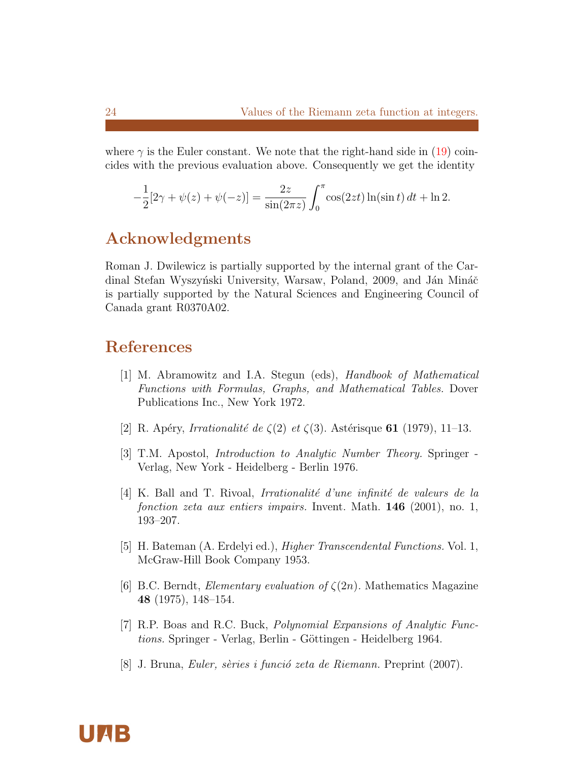where $\gamma$ is the Euler constant. We note that the right-hand side in (19) coincides with the previous evaluation above. Consequently we get the identity

$$-\frac{1}{2}[2\gamma + \psi(z) + \psi(-z)] = \frac{2z}{\sin(2\pi z)} \int_0^\pi \cos(2zt) \ln(\sin t)\, dt + \ln 2.$$

## Acknowledgments

Roman J. Dwilewicz is partially supported by the internal grant of the Cardinal Stefan Wyszyński University, Warsaw, Poland, 2009, and Ján Mináč is partially supported by the Natural Sciences and Engineering Council of Canada grant R0370A02.

## References

[1] M. Abramowitz and I.A. Stegun (eds), *Handbook of Mathematical Functions with Formulas, Graphs, and Mathematical Tables.* Dover Publications Inc., New York 1972.

[2] R. Apéry, *Irrationalité de $\zeta(2)$ et $\zeta(3)$.* Astérisque **61** (1979), 11–13.

[3] T.M. Apostol, *Introduction to Analytic Number Theory.* Springer - Verlag, New York - Heidelberg - Berlin 1976.

[4] K. Ball and T. Rivoal, *Irrationalité d'une infinité de valeurs de la fonction zeta aux entiers impairs.* Invent. Math. **146** (2001), no. 1, 193–207.

[5] H. Bateman (A. Erdelyi ed.), *Higher Transcendental Functions.* Vol. 1, McGraw-Hill Book Company 1953.

[6] B.C. Berndt, *Elementary evaluation of $\zeta(2n)$.* Mathematics Magazine **48** (1975), 148–154.

[7] R.P. Boas and R.C. Buck, *Polynomial Expansions of Analytic Functions.* Springer - Verlag, Berlin - Göttingen - Heidelberg 1964.

[8] J. Bruna, *Euler, sèries i funció zeta de Riemann.* Preprint (2007).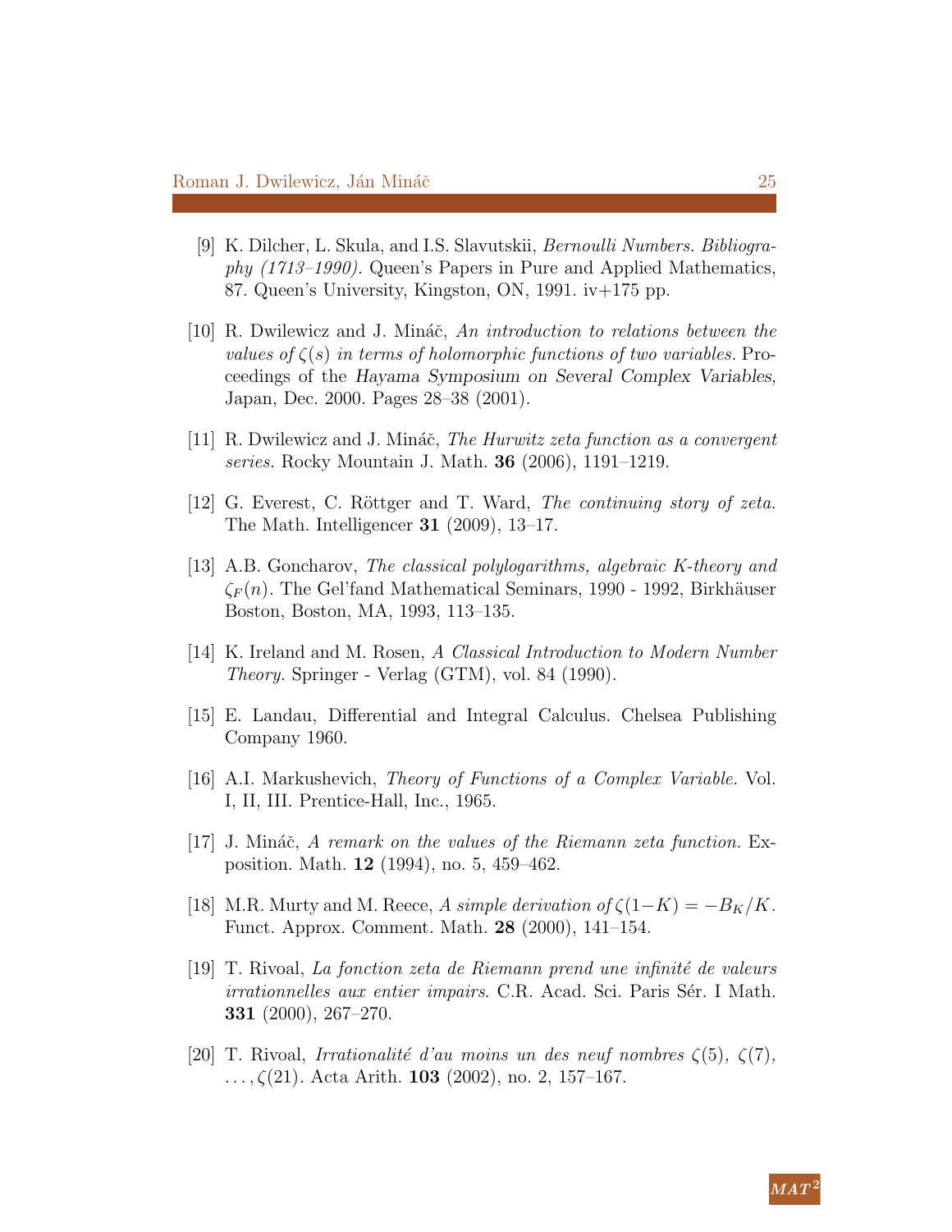[9] K. Dilcher, L. Skula, and I.S. Slavutskii, *Bernoulli Numbers. Bibliography (1713–1990).* Queen's Papers in Pure and Applied Mathematics, 87. Queen's University, Kingston, ON, 1991. iv+175 pp.

[10] R. Dwilewicz and J. Mináč, *An introduction to relations between the values of $\zeta(s)$ in terms of holomorphic functions of two variables.* Proceedings of the Hayama Symposium on Several Complex Variables, Japan, Dec. 2000. Pages 28–38 (2001).

[11] R. Dwilewicz and J. Mináč, *The Hurwitz zeta function as a convergent series.* Rocky Mountain J. Math. **36** (2006), 1191–1219.

[12] G. Everest, C. Röttger and T. Ward, *The continuing story of zeta.* The Math. Intelligencer **31** (2009), 13–17.

[13] A.B. Goncharov, *The classical polylogarithms, algebraic K-theory and $\zeta_F(n)$.* The Gel'fand Mathematical Seminars, 1990 - 1992, Birkhäuser Boston, Boston, MA, 1993, 113–135.

[14] K. Ireland and M. Rosen, *A Classical Introduction to Modern Number Theory.* Springer - Verlag (GTM), vol. 84 (1990).

[15] E. Landau, Differential and Integral Calculus. Chelsea Publishing Company 1960.

[16] A.I. Markushevich, *Theory of Functions of a Complex Variable.* Vol. I, II, III. Prentice-Hall, Inc., 1965.

[17] J. Mináč, *A remark on the values of the Riemann zeta function.* Exposition. Math. **12** (1994), no. 5, 459–462.

[18] M.R. Murty and M. Reece, *A simple derivation of $\zeta(1-K) = -B_K/K$.* Funct. Approx. Comment. Math. **28** (2000), 141–154.

[19] T. Rivoal, *La fonction zeta de Riemann prend une infinité de valeurs irrationnelles aux entier impairs*. C.R. Acad. Sci. Paris Sér. I Math. **331** (2000), 267–270.

[20] T. Rivoal, *Irrationalité d'au moins un des neuf nombres $\zeta(5)$, $\zeta(7)$, $\ldots, \zeta(21)$.* Acta Arith. **103** (2002), no. 2, 157–167.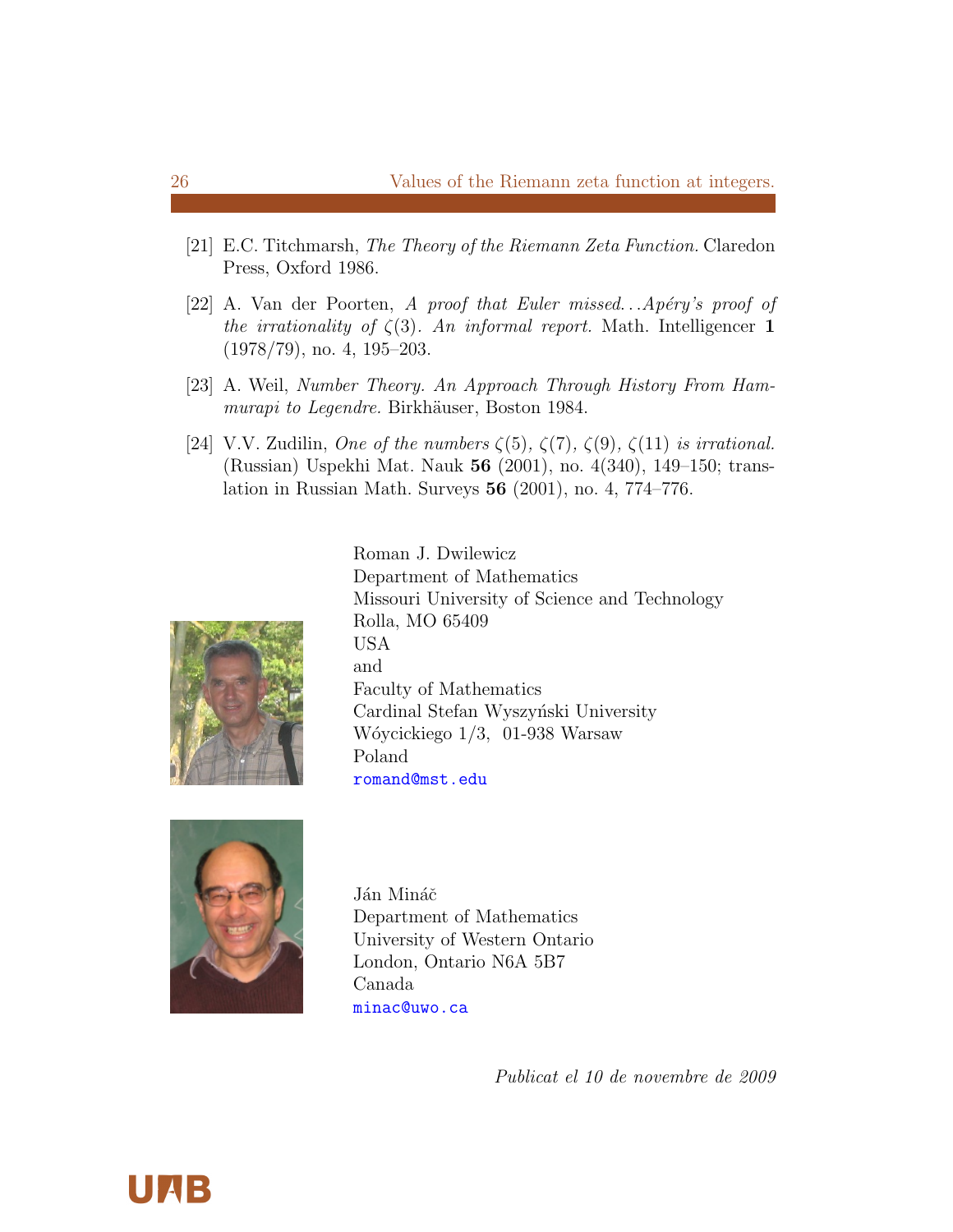[21] E.C. Titchmarsh, *The Theory of the Riemann Zeta Function.* Claredon Press, Oxford 1986.

[22] A. Van der Poorten, *A proof that Euler missed…Apéry's proof of the irrationality of $\zeta(3)$. An informal report.* Math. Intelligencer **1** (1978/79), no. 4, 195–203.

[23] A. Weil, *Number Theory. An Approach Through History From Hammurapi to Legendre.* Birkhäuser, Boston 1984.

[24] V.V. Zudilin, *One of the numbers $\zeta(5)$, $\zeta(7)$, $\zeta(9)$, $\zeta(11)$ is irrational.* (Russian) Uspekhi Mat. Nauk **56** (2001), no. 4(340), 149–150; translation in Russian Math. Surveys **56** (2001), no. 4, 774–776.

Roman J. Dwilewicz
Department of Mathematics
Missouri University of Science and Technology
Rolla, MO 65409
USA
and
Faculty of Mathematics
Cardinal Stefan Wyszyński University
Wóycickiego 1/3, 01-938 Warsaw
Poland
romand@mst.edu

Ján Mináč
Department of Mathematics
University of Western Ontario
London, Ontario N6A 5B7
Canada
minac@uwo.ca

*Publicat el 10 de novembre de 2009*